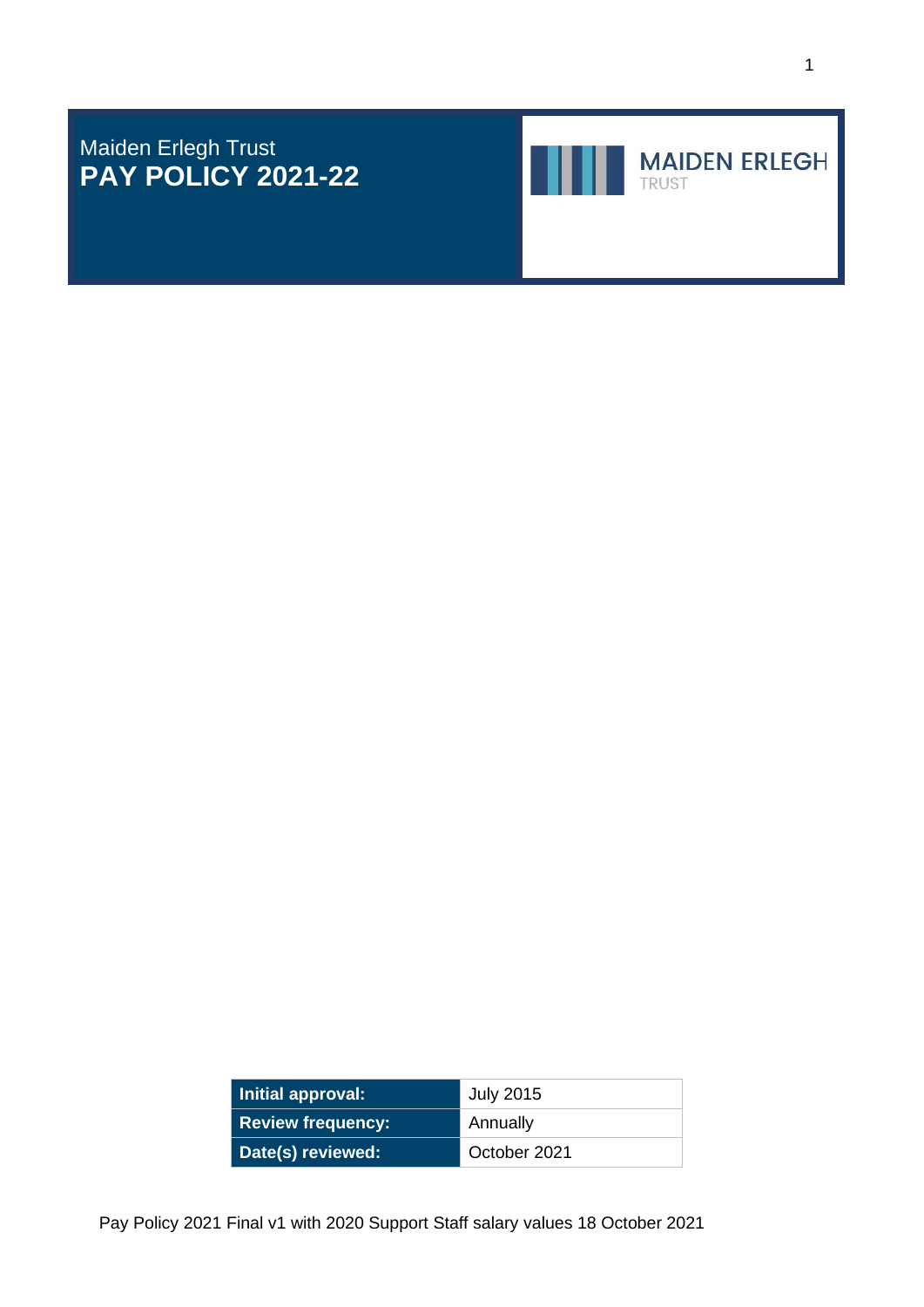Maiden Erlegh Trust

# PAY POLICY 2021-22

MAIDEN ERLEGH
TRUST

| Initial approval: | July 2015 |
| --- | --- |
| Review frequency: | Annually |
| Date(s) reviewed: | October 2021 |

Pay Policy 2021 Final v1 with 2020 Support Staff salary values 18 October 2021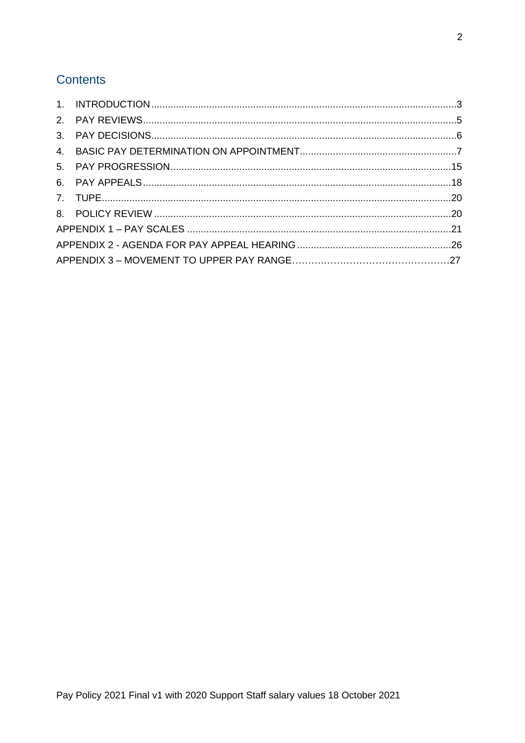## Contents

1. INTRODUCTION .......... 3
2. PAY REVIEWS .......... 5
3. PAY DECISIONS .......... 6
4. BASIC PAY DETERMINATION ON APPOINTMENT .......... 7
5. PAY PROGRESSION .......... 15
6. PAY APPEALS .......... 18
7. TUPE .......... 20
8. POLICY REVIEW .......... 20

APPENDIX 1 – PAY SCALES .......... 21

APPENDIX 2 - AGENDA FOR PAY APPEAL HEARING .......... 26

APPENDIX 3 – MOVEMENT TO UPPER PAY RANGE .......... 27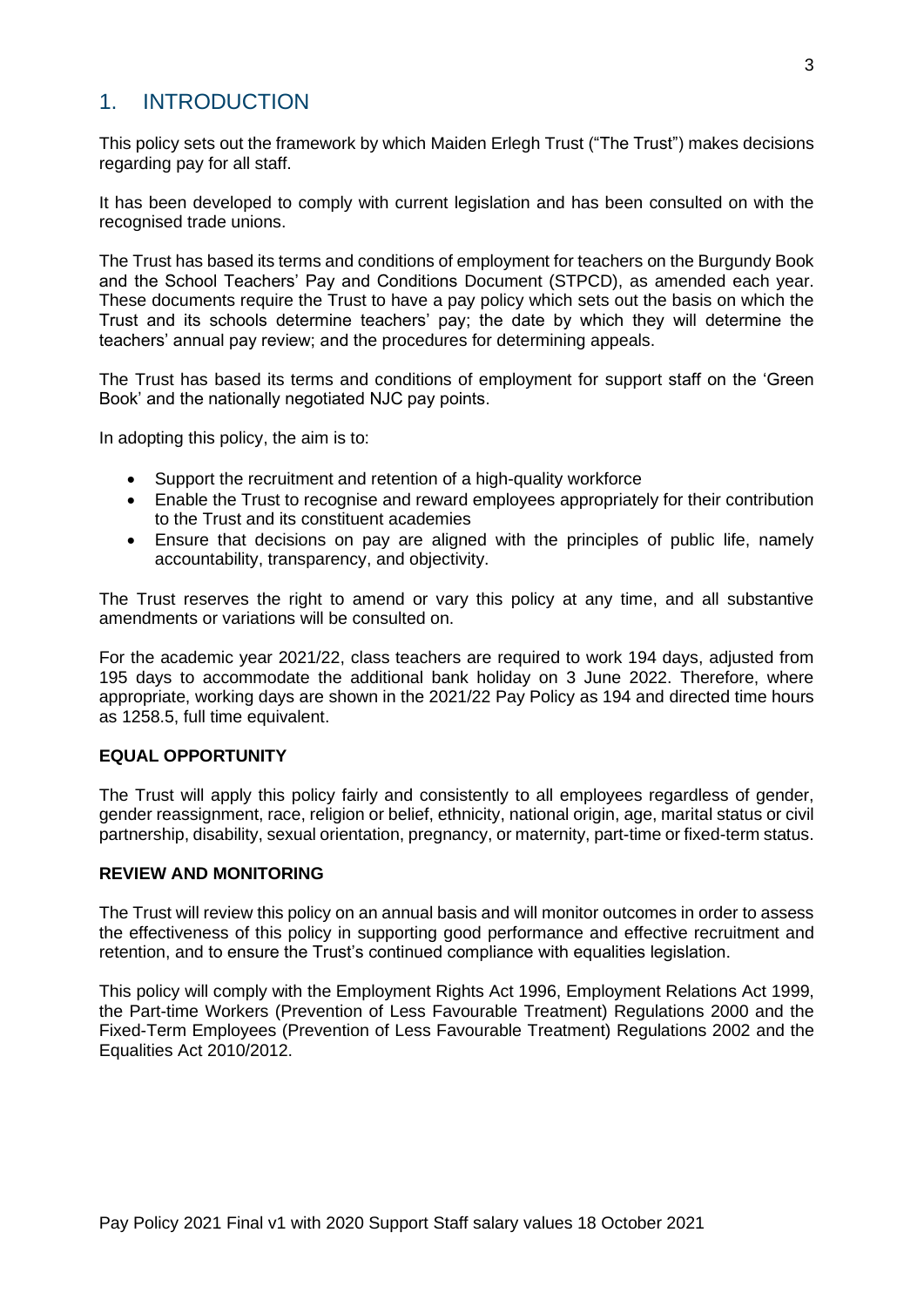## 1. INTRODUCTION

This policy sets out the framework by which Maiden Erlegh Trust ("The Trust") makes decisions regarding pay for all staff.

It has been developed to comply with current legislation and has been consulted on with the recognised trade unions.

The Trust has based its terms and conditions of employment for teachers on the Burgundy Book and the School Teachers' Pay and Conditions Document (STPCD), as amended each year. These documents require the Trust to have a pay policy which sets out the basis on which the Trust and its schools determine teachers' pay; the date by which they will determine the teachers' annual pay review; and the procedures for determining appeals.

The Trust has based its terms and conditions of employment for support staff on the 'Green Book' and the nationally negotiated NJC pay points.

In adopting this policy, the aim is to:

- Support the recruitment and retention of a high-quality workforce
- Enable the Trust to recognise and reward employees appropriately for their contribution to the Trust and its constituent academies
- Ensure that decisions on pay are aligned with the principles of public life, namely accountability, transparency, and objectivity.

The Trust reserves the right to amend or vary this policy at any time, and all substantive amendments or variations will be consulted on.

For the academic year 2021/22, class teachers are required to work 194 days, adjusted from 195 days to accommodate the additional bank holiday on 3 June 2022. Therefore, where appropriate, working days are shown in the 2021/22 Pay Policy as 194 and directed time hours as 1258.5, full time equivalent.

### EQUAL OPPORTUNITY

The Trust will apply this policy fairly and consistently to all employees regardless of gender, gender reassignment, race, religion or belief, ethnicity, national origin, age, marital status or civil partnership, disability, sexual orientation, pregnancy, or maternity, part-time or fixed-term status.

### REVIEW AND MONITORING

The Trust will review this policy on an annual basis and will monitor outcomes in order to assess the effectiveness of this policy in supporting good performance and effective recruitment and retention, and to ensure the Trust's continued compliance with equalities legislation.

This policy will comply with the Employment Rights Act 1996, Employment Relations Act 1999, the Part-time Workers (Prevention of Less Favourable Treatment) Regulations 2000 and the Fixed-Term Employees (Prevention of Less Favourable Treatment) Regulations 2002 and the Equalities Act 2010/2012.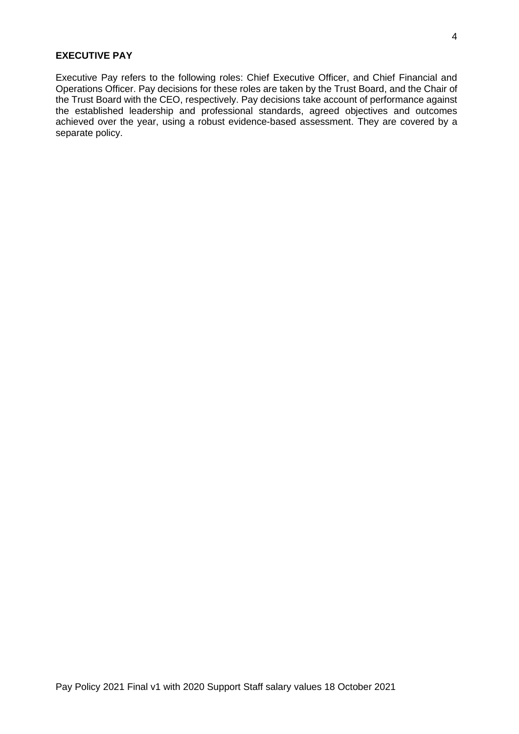## EXECUTIVE PAY

Executive Pay refers to the following roles: Chief Executive Officer, and Chief Financial and Operations Officer. Pay decisions for these roles are taken by the Trust Board, and the Chair of the Trust Board with the CEO, respectively. Pay decisions take account of performance against the established leadership and professional standards, agreed objectives and outcomes achieved over the year, using a robust evidence-based assessment. They are covered by a separate policy.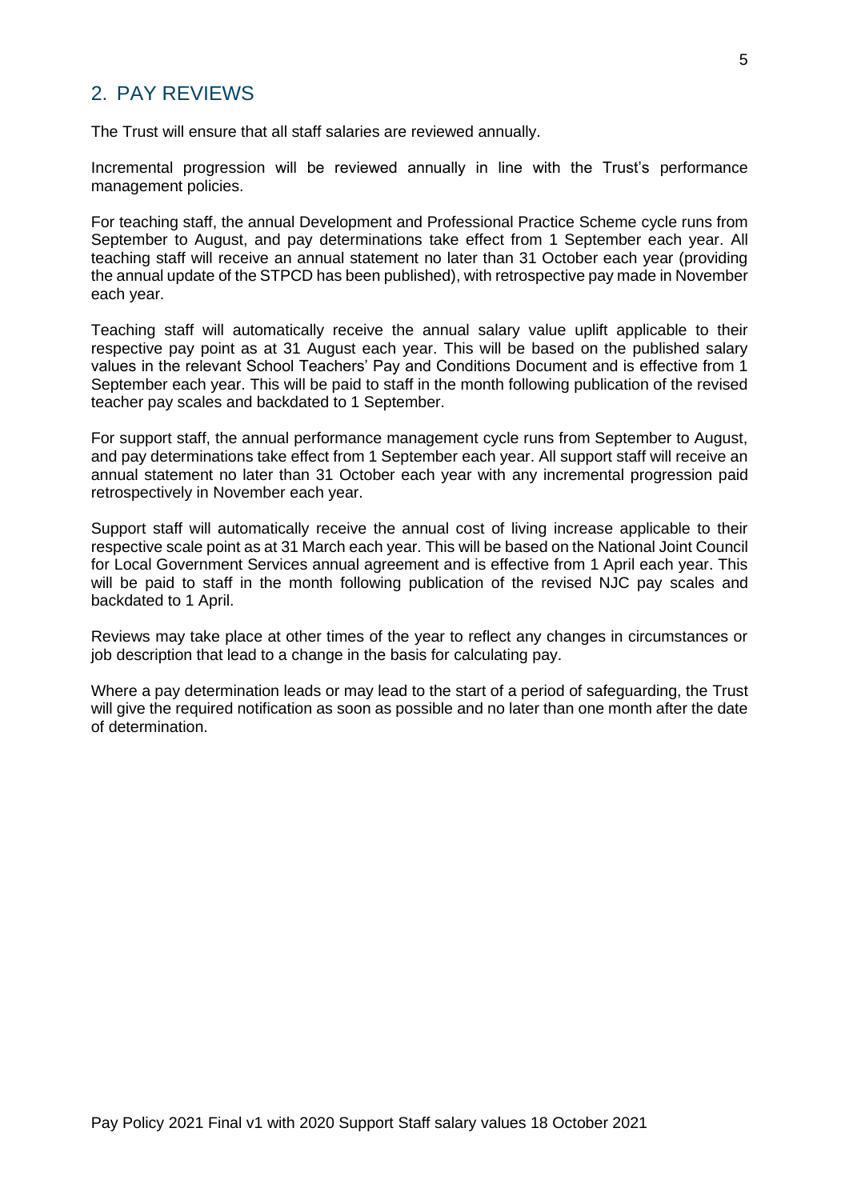## 2. PAY REVIEWS

The Trust will ensure that all staff salaries are reviewed annually.

Incremental progression will be reviewed annually in line with the Trust's performance management policies.

For teaching staff, the annual Development and Professional Practice Scheme cycle runs from September to August, and pay determinations take effect from 1 September each year. All teaching staff will receive an annual statement no later than 31 October each year (providing the annual update of the STPCD has been published), with retrospective pay made in November each year.

Teaching staff will automatically receive the annual salary value uplift applicable to their respective pay point as at 31 August each year. This will be based on the published salary values in the relevant School Teachers' Pay and Conditions Document and is effective from 1 September each year. This will be paid to staff in the month following publication of the revised teacher pay scales and backdated to 1 September.

For support staff, the annual performance management cycle runs from September to August, and pay determinations take effect from 1 September each year. All support staff will receive an annual statement no later than 31 October each year with any incremental progression paid retrospectively in November each year.

Support staff will automatically receive the annual cost of living increase applicable to their respective scale point as at 31 March each year. This will be based on the National Joint Council for Local Government Services annual agreement and is effective from 1 April each year. This will be paid to staff in the month following publication of the revised NJC pay scales and backdated to 1 April.

Reviews may take place at other times of the year to reflect any changes in circumstances or job description that lead to a change in the basis for calculating pay.

Where a pay determination leads or may lead to the start of a period of safeguarding, the Trust will give the required notification as soon as possible and no later than one month after the date of determination.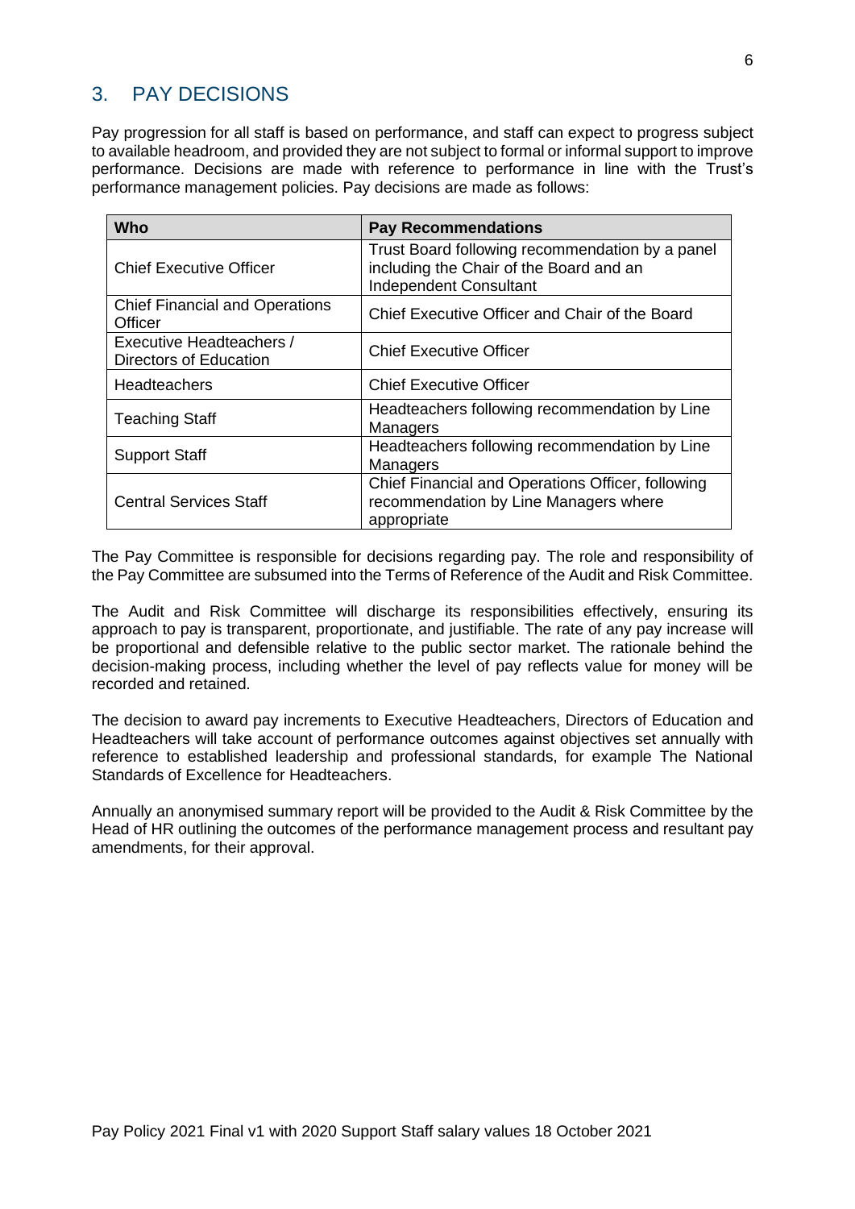## 3. PAY DECISIONS

Pay progression for all staff is based on performance, and staff can expect to progress subject to available headroom, and provided they are not subject to formal or informal support to improve performance. Decisions are made with reference to performance in line with the Trust's performance management policies. Pay decisions are made as follows:

| Who | Pay Recommendations |
| --- | --- |
| Chief Executive Officer | Trust Board following recommendation by a panel including the Chair of the Board and an Independent Consultant |
| Chief Financial and Operations Officer | Chief Executive Officer and Chair of the Board |
| Executive Headteachers / Directors of Education | Chief Executive Officer |
| Headteachers | Chief Executive Officer |
| Teaching Staff | Headteachers following recommendation by Line Managers |
| Support Staff | Headteachers following recommendation by Line Managers |
| Central Services Staff | Chief Financial and Operations Officer, following recommendation by Line Managers where appropriate |

The Pay Committee is responsible for decisions regarding pay. The role and responsibility of the Pay Committee are subsumed into the Terms of Reference of the Audit and Risk Committee.

The Audit and Risk Committee will discharge its responsibilities effectively, ensuring its approach to pay is transparent, proportionate, and justifiable. The rate of any pay increase will be proportional and defensible relative to the public sector market. The rationale behind the decision-making process, including whether the level of pay reflects value for money will be recorded and retained.

The decision to award pay increments to Executive Headteachers, Directors of Education and Headteachers will take account of performance outcomes against objectives set annually with reference to established leadership and professional standards, for example The National Standards of Excellence for Headteachers.

Annually an anonymised summary report will be provided to the Audit & Risk Committee by the Head of HR outlining the outcomes of the performance management process and resultant pay amendments, for their approval.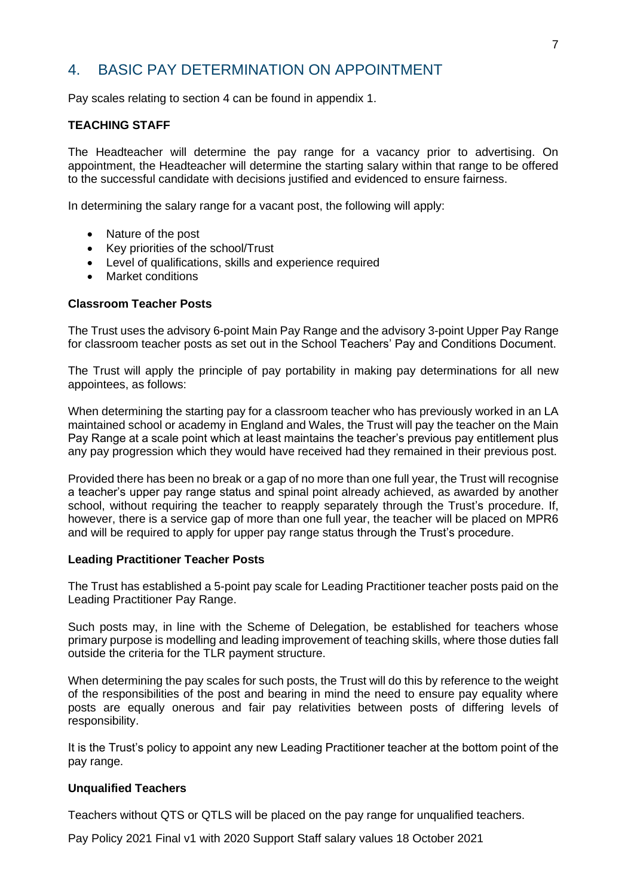## 4. BASIC PAY DETERMINATION ON APPOINTMENT

Pay scales relating to section 4 can be found in appendix 1.

**TEACHING STAFF**

The Headteacher will determine the pay range for a vacancy prior to advertising. On appointment, the Headteacher will determine the starting salary within that range to be offered to the successful candidate with decisions justified and evidenced to ensure fairness.

In determining the salary range for a vacant post, the following will apply:

- Nature of the post
- Key priorities of the school/Trust
- Level of qualifications, skills and experience required
- Market conditions

**Classroom Teacher Posts**

The Trust uses the advisory 6-point Main Pay Range and the advisory 3-point Upper Pay Range for classroom teacher posts as set out in the School Teachers' Pay and Conditions Document.

The Trust will apply the principle of pay portability in making pay determinations for all new appointees, as follows:

When determining the starting pay for a classroom teacher who has previously worked in an LA maintained school or academy in England and Wales, the Trust will pay the teacher on the Main Pay Range at a scale point which at least maintains the teacher's previous pay entitlement plus any pay progression which they would have received had they remained in their previous post.

Provided there has been no break or a gap of no more than one full year, the Trust will recognise a teacher's upper pay range status and spinal point already achieved, as awarded by another school, without requiring the teacher to reapply separately through the Trust's procedure. If, however, there is a service gap of more than one full year, the teacher will be placed on MPR6 and will be required to apply for upper pay range status through the Trust's procedure.

**Leading Practitioner Teacher Posts**

The Trust has established a 5-point pay scale for Leading Practitioner teacher posts paid on the Leading Practitioner Pay Range.

Such posts may, in line with the Scheme of Delegation, be established for teachers whose primary purpose is modelling and leading improvement of teaching skills, where those duties fall outside the criteria for the TLR payment structure.

When determining the pay scales for such posts, the Trust will do this by reference to the weight of the responsibilities of the post and bearing in mind the need to ensure pay equality where posts are equally onerous and fair pay relativities between posts of differing levels of responsibility.

It is the Trust's policy to appoint any new Leading Practitioner teacher at the bottom point of the pay range.

**Unqualified Teachers**

Teachers without QTS or QTLS will be placed on the pay range for unqualified teachers.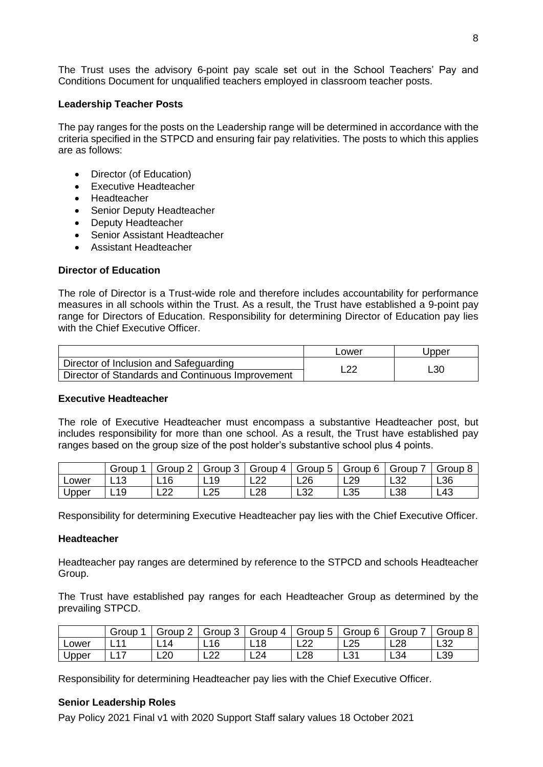The Trust uses the advisory 6-point pay scale set out in the School Teachers' Pay and Conditions Document for unqualified teachers employed in classroom teacher posts.

**Leadership Teacher Posts**

The pay ranges for the posts on the Leadership range will be determined in accordance with the criteria specified in the STPCD and ensuring fair pay relativities. The posts to which this applies are as follows:

- Director (of Education)
- Executive Headteacher
- Headteacher
- Senior Deputy Headteacher
- Deputy Headteacher
- Senior Assistant Headteacher
- Assistant Headteacher

**Director of Education**

The role of Director is a Trust-wide role and therefore includes accountability for performance measures in all schools within the Trust. As a result, the Trust have established a 9-point pay range for Directors of Education. Responsibility for determining Director of Education pay lies with the Chief Executive Officer.

| | Lower | Upper |
|---|---|---|
| Director of Inclusion and Safeguarding<br>Director of Standards and Continuous Improvement | L22 | L30 |

**Executive Headteacher**

The role of Executive Headteacher must encompass a substantive Headteacher post, but includes responsibility for more than one school. As a result, the Trust have established pay ranges based on the group size of the post holder's substantive school plus 4 points.

| | Group 1 | Group 2 | Group 3 | Group 4 | Group 5 | Group 6 | Group 7 | Group 8 |
|---|---|---|---|---|---|---|---|---|
| Lower | L13 | L16 | L19 | L22 | L26 | L29 | L32 | L36 |
| Upper | L19 | L22 | L25 | L28 | L32 | L35 | L38 | L43 |

Responsibility for determining Executive Headteacher pay lies with the Chief Executive Officer.

**Headteacher**

Headteacher pay ranges are determined by reference to the STPCD and schools Headteacher Group.

The Trust have established pay ranges for each Headteacher Group as determined by the prevailing STPCD.

| | Group 1 | Group 2 | Group 3 | Group 4 | Group 5 | Group 6 | Group 7 | Group 8 |
|---|---|---|---|---|---|---|---|---|
| Lower | L11 | L14 | L16 | L18 | L22 | L25 | L28 | L32 |
| Upper | L17 | L20 | L22 | L24 | L28 | L31 | L34 | L39 |

Responsibility for determining Headteacher pay lies with the Chief Executive Officer.

**Senior Leadership Roles**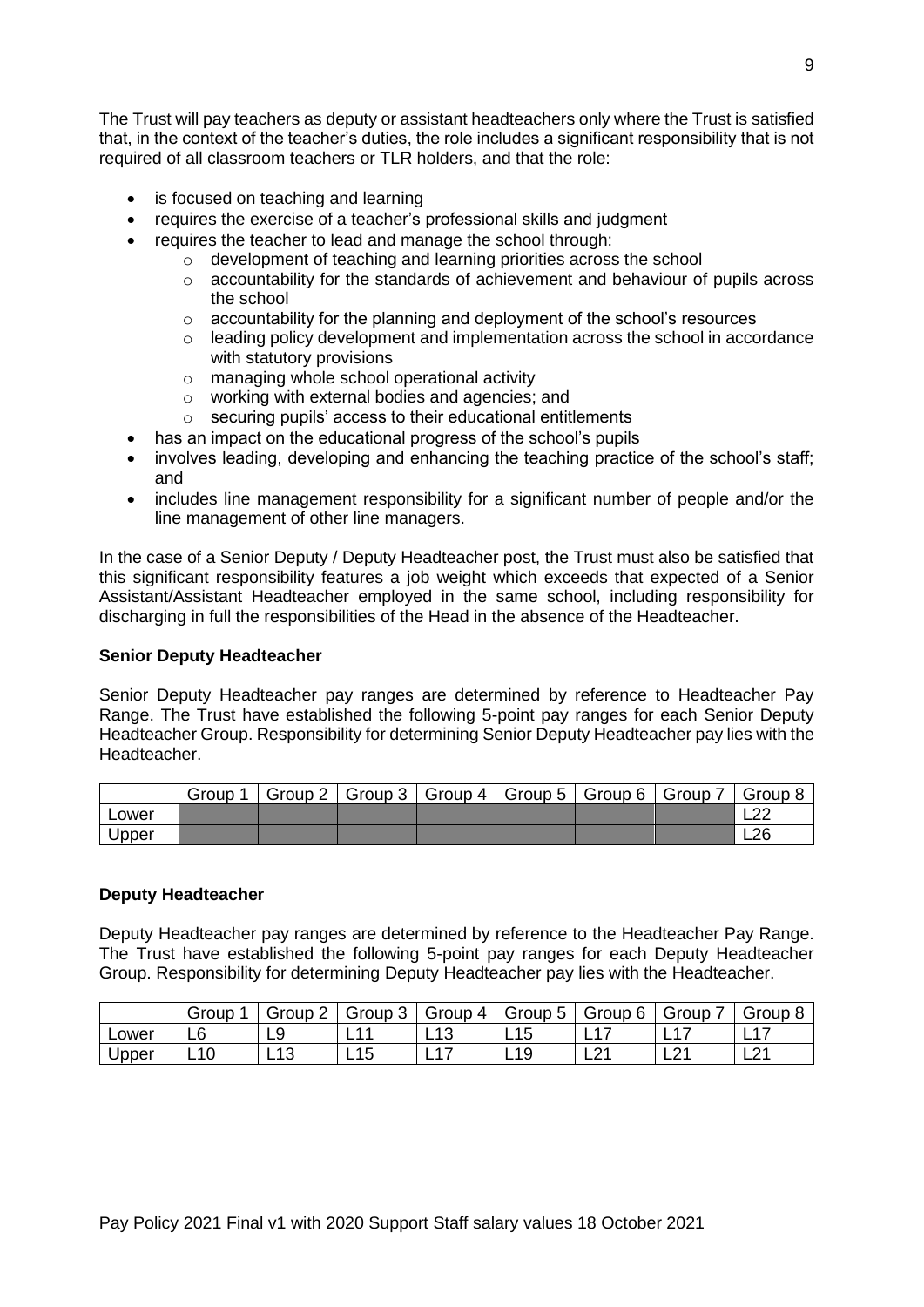The Trust will pay teachers as deputy or assistant headteachers only where the Trust is satisfied that, in the context of the teacher's duties, the role includes a significant responsibility that is not required of all classroom teachers or TLR holders, and that the role:

- is focused on teaching and learning
- requires the exercise of a teacher's professional skills and judgment
- requires the teacher to lead and manage the school through:
  - development of teaching and learning priorities across the school
  - accountability for the standards of achievement and behaviour of pupils across the school
  - accountability for the planning and deployment of the school's resources
  - leading policy development and implementation across the school in accordance with statutory provisions
  - managing whole school operational activity
  - working with external bodies and agencies; and
  - securing pupils' access to their educational entitlements
- has an impact on the educational progress of the school's pupils
- involves leading, developing and enhancing the teaching practice of the school's staff; and
- includes line management responsibility for a significant number of people and/or the line management of other line managers.

In the case of a Senior Deputy / Deputy Headteacher post, the Trust must also be satisfied that this significant responsibility features a job weight which exceeds that expected of a Senior Assistant/Assistant Headteacher employed in the same school, including responsibility for discharging in full the responsibilities of the Head in the absence of the Headteacher.

**Senior Deputy Headteacher**

Senior Deputy Headteacher pay ranges are determined by reference to Headteacher Pay Range. The Trust have established the following 5-point pay ranges for each Senior Deputy Headteacher Group. Responsibility for determining Senior Deputy Headteacher pay lies with the Headteacher.

| | Group 1 | Group 2 | Group 3 | Group 4 | Group 5 | Group 6 | Group 7 | Group 8 |
|---|---|---|---|---|---|---|---|---|
| Lower | | | | | | | | L22 |
| Upper | | | | | | | | L26 |

**Deputy Headteacher**

Deputy Headteacher pay ranges are determined by reference to the Headteacher Pay Range. The Trust have established the following 5-point pay ranges for each Deputy Headteacher Group. Responsibility for determining Deputy Headteacher pay lies with the Headteacher.

| | Group 1 | Group 2 | Group 3 | Group 4 | Group 5 | Group 6 | Group 7 | Group 8 |
|---|---|---|---|---|---|---|---|---|
| Lower | L6 | L9 | L11 | L13 | L15 | L17 | L17 | L17 |
| Upper | L10 | L13 | L15 | L17 | L19 | L21 | L21 | L21 |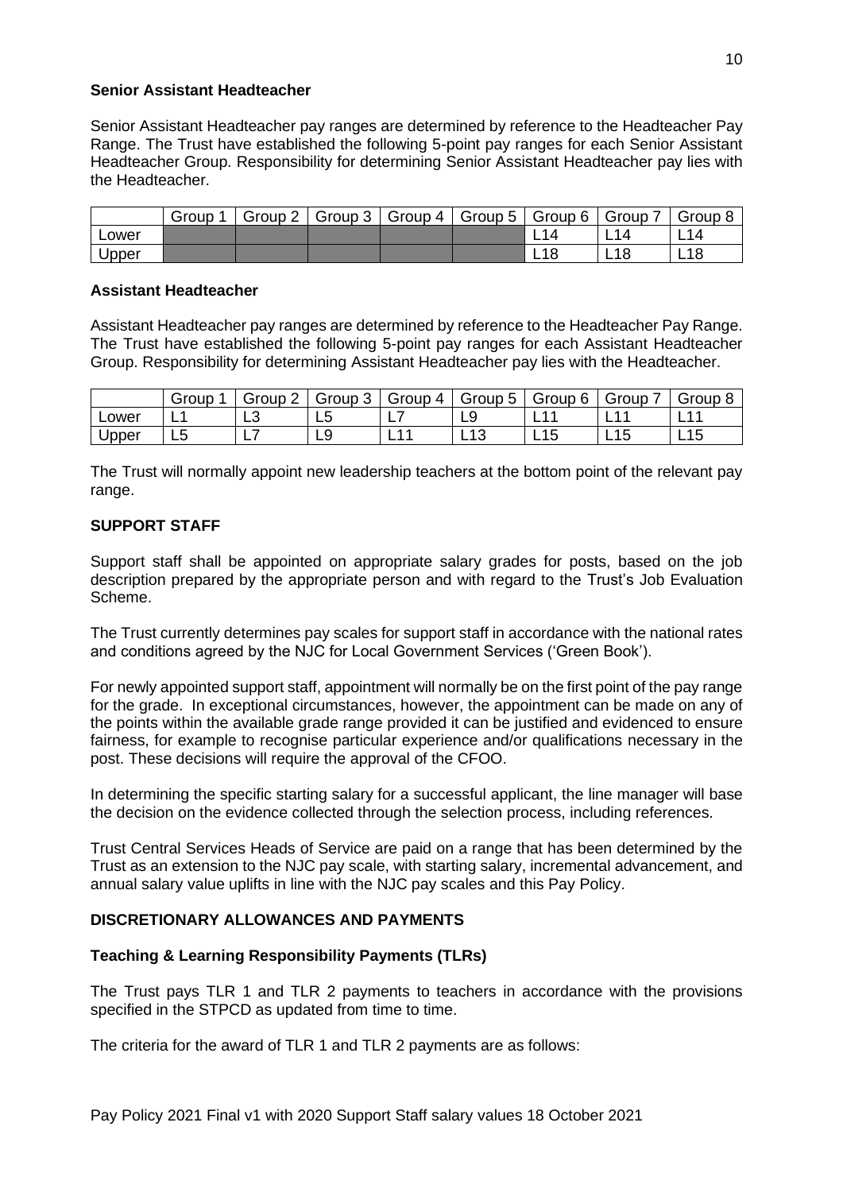**Senior Assistant Headteacher**

Senior Assistant Headteacher pay ranges are determined by reference to the Headteacher Pay Range. The Trust have established the following 5-point pay ranges for each Senior Assistant Headteacher Group. Responsibility for determining Senior Assistant Headteacher pay lies with the Headteacher.

| | Group 1 | Group 2 | Group 3 | Group 4 | Group 5 | Group 6 | Group 7 | Group 8 |
|---|---|---|---|---|---|---|---|---|
| Lower | | | | | | L14 | L14 | L14 |
| Upper | | | | | | L18 | L18 | L18 |

**Assistant Headteacher**

Assistant Headteacher pay ranges are determined by reference to the Headteacher Pay Range. The Trust have established the following 5-point pay ranges for each Assistant Headteacher Group. Responsibility for determining Assistant Headteacher pay lies with the Headteacher.

| | Group 1 | Group 2 | Group 3 | Group 4 | Group 5 | Group 6 | Group 7 | Group 8 |
|---|---|---|---|---|---|---|---|---|
| Lower | L1 | L3 | L5 | L7 | L9 | L11 | L11 | L11 |
| Upper | L5 | L7 | L9 | L11 | L13 | L15 | L15 | L15 |

The Trust will normally appoint new leadership teachers at the bottom point of the relevant pay range.

**SUPPORT STAFF**

Support staff shall be appointed on appropriate salary grades for posts, based on the job description prepared by the appropriate person and with regard to the Trust's Job Evaluation Scheme.

The Trust currently determines pay scales for support staff in accordance with the national rates and conditions agreed by the NJC for Local Government Services ('Green Book').

For newly appointed support staff, appointment will normally be on the first point of the pay range for the grade. In exceptional circumstances, however, the appointment can be made on any of the points within the available grade range provided it can be justified and evidenced to ensure fairness, for example to recognise particular experience and/or qualifications necessary in the post. These decisions will require the approval of the CFOO.

In determining the specific starting salary for a successful applicant, the line manager will base the decision on the evidence collected through the selection process, including references.

Trust Central Services Heads of Service are paid on a range that has been determined by the Trust as an extension to the NJC pay scale, with starting salary, incremental advancement, and annual salary value uplifts in line with the NJC pay scales and this Pay Policy.

**DISCRETIONARY ALLOWANCES AND PAYMENTS**

**Teaching & Learning Responsibility Payments (TLRs)**

The Trust pays TLR 1 and TLR 2 payments to teachers in accordance with the provisions specified in the STPCD as updated from time to time.

The criteria for the award of TLR 1 and TLR 2 payments are as follows: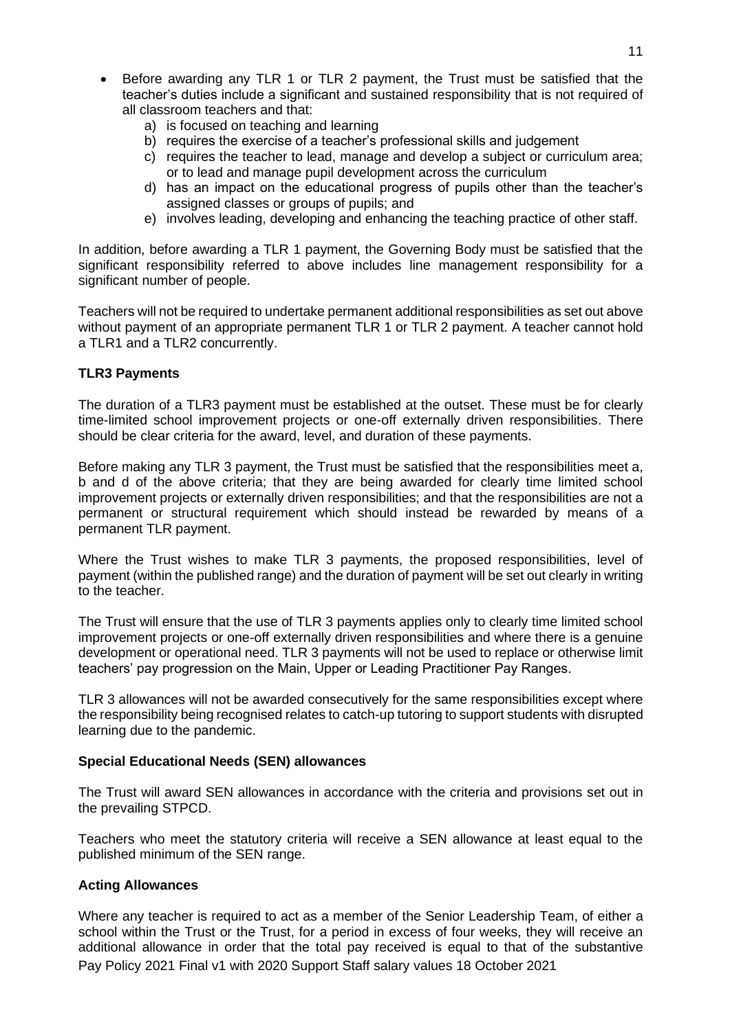- Before awarding any TLR 1 or TLR 2 payment, the Trust must be satisfied that the teacher's duties include a significant and sustained responsibility that is not required of all classroom teachers and that:
  a) is focused on teaching and learning
  b) requires the exercise of a teacher's professional skills and judgement
  c) requires the teacher to lead, manage and develop a subject or curriculum area; or to lead and manage pupil development across the curriculum
  d) has an impact on the educational progress of pupils other than the teacher's assigned classes or groups of pupils; and
  e) involves leading, developing and enhancing the teaching practice of other staff.

In addition, before awarding a TLR 1 payment, the Governing Body must be satisfied that the significant responsibility referred to above includes line management responsibility for a significant number of people.

Teachers will not be required to undertake permanent additional responsibilities as set out above without payment of an appropriate permanent TLR 1 or TLR 2 payment. A teacher cannot hold a TLR1 and a TLR2 concurrently.

**TLR3 Payments**

The duration of a TLR3 payment must be established at the outset. These must be for clearly time-limited school improvement projects or one-off externally driven responsibilities. There should be clear criteria for the award, level, and duration of these payments.

Before making any TLR 3 payment, the Trust must be satisfied that the responsibilities meet a, b and d of the above criteria; that they are being awarded for clearly time limited school improvement projects or externally driven responsibilities; and that the responsibilities are not a permanent or structural requirement which should instead be rewarded by means of a permanent TLR payment.

Where the Trust wishes to make TLR 3 payments, the proposed responsibilities, level of payment (within the published range) and the duration of payment will be set out clearly in writing to the teacher.

The Trust will ensure that the use of TLR 3 payments applies only to clearly time limited school improvement projects or one-off externally driven responsibilities and where there is a genuine development or operational need. TLR 3 payments will not be used to replace or otherwise limit teachers' pay progression on the Main, Upper or Leading Practitioner Pay Ranges.

TLR 3 allowances will not be awarded consecutively for the same responsibilities except where the responsibility being recognised relates to catch-up tutoring to support students with disrupted learning due to the pandemic.

**Special Educational Needs (SEN) allowances**

The Trust will award SEN allowances in accordance with the criteria and provisions set out in the prevailing STPCD.

Teachers who meet the statutory criteria will receive a SEN allowance at least equal to the published minimum of the SEN range.

**Acting Allowances**

Where any teacher is required to act as a member of the Senior Leadership Team, of either a school within the Trust or the Trust, for a period in excess of four weeks, they will receive an additional allowance in order that the total pay received is equal to that of the substantive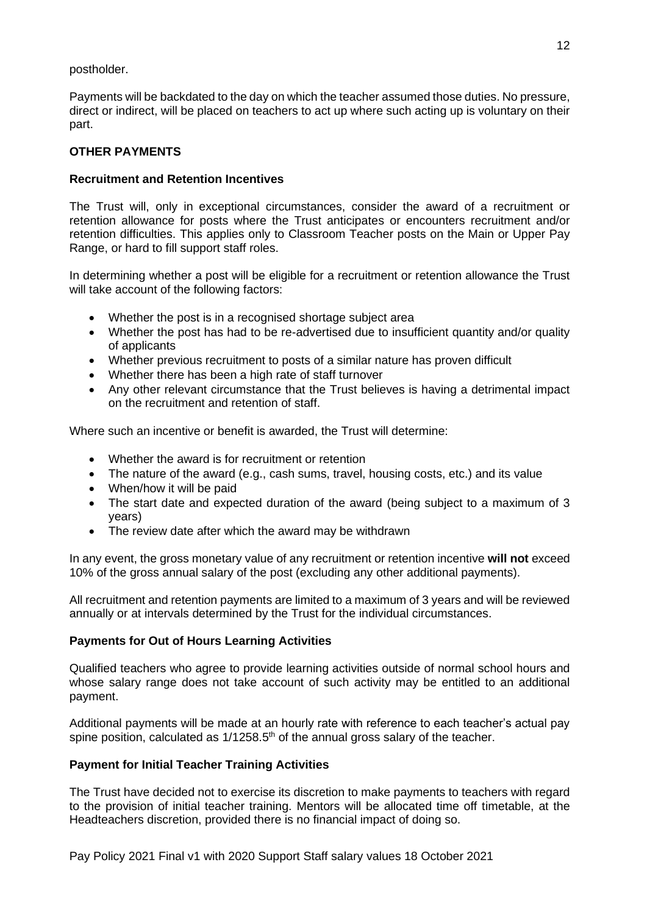postholder.

Payments will be backdated to the day on which the teacher assumed those duties. No pressure, direct or indirect, will be placed on teachers to act up where such acting up is voluntary on their part.

## OTHER PAYMENTS

### Recruitment and Retention Incentives

The Trust will, only in exceptional circumstances, consider the award of a recruitment or retention allowance for posts where the Trust anticipates or encounters recruitment and/or retention difficulties. This applies only to Classroom Teacher posts on the Main or Upper Pay Range, or hard to fill support staff roles.

In determining whether a post will be eligible for a recruitment or retention allowance the Trust will take account of the following factors:

- Whether the post is in a recognised shortage subject area
- Whether the post has had to be re-advertised due to insufficient quantity and/or quality of applicants
- Whether previous recruitment to posts of a similar nature has proven difficult
- Whether there has been a high rate of staff turnover
- Any other relevant circumstance that the Trust believes is having a detrimental impact on the recruitment and retention of staff.

Where such an incentive or benefit is awarded, the Trust will determine:

- Whether the award is for recruitment or retention
- The nature of the award (e.g., cash sums, travel, housing costs, etc.) and its value
- When/how it will be paid
- The start date and expected duration of the award (being subject to a maximum of 3 years)
- The review date after which the award may be withdrawn

In any event, the gross monetary value of any recruitment or retention incentive **will not** exceed 10% of the gross annual salary of the post (excluding any other additional payments).

All recruitment and retention payments are limited to a maximum of 3 years and will be reviewed annually or at intervals determined by the Trust for the individual circumstances.

### Payments for Out of Hours Learning Activities

Qualified teachers who agree to provide learning activities outside of normal school hours and whose salary range does not take account of such activity may be entitled to an additional payment.

Additional payments will be made at an hourly rate with reference to each teacher's actual pay spine position, calculated as 1/1258.5th of the annual gross salary of the teacher.

### Payment for Initial Teacher Training Activities

The Trust have decided not to exercise its discretion to make payments to teachers with regard to the provision of initial teacher training. Mentors will be allocated time off timetable, at the Headteachers discretion, provided there is no financial impact of doing so.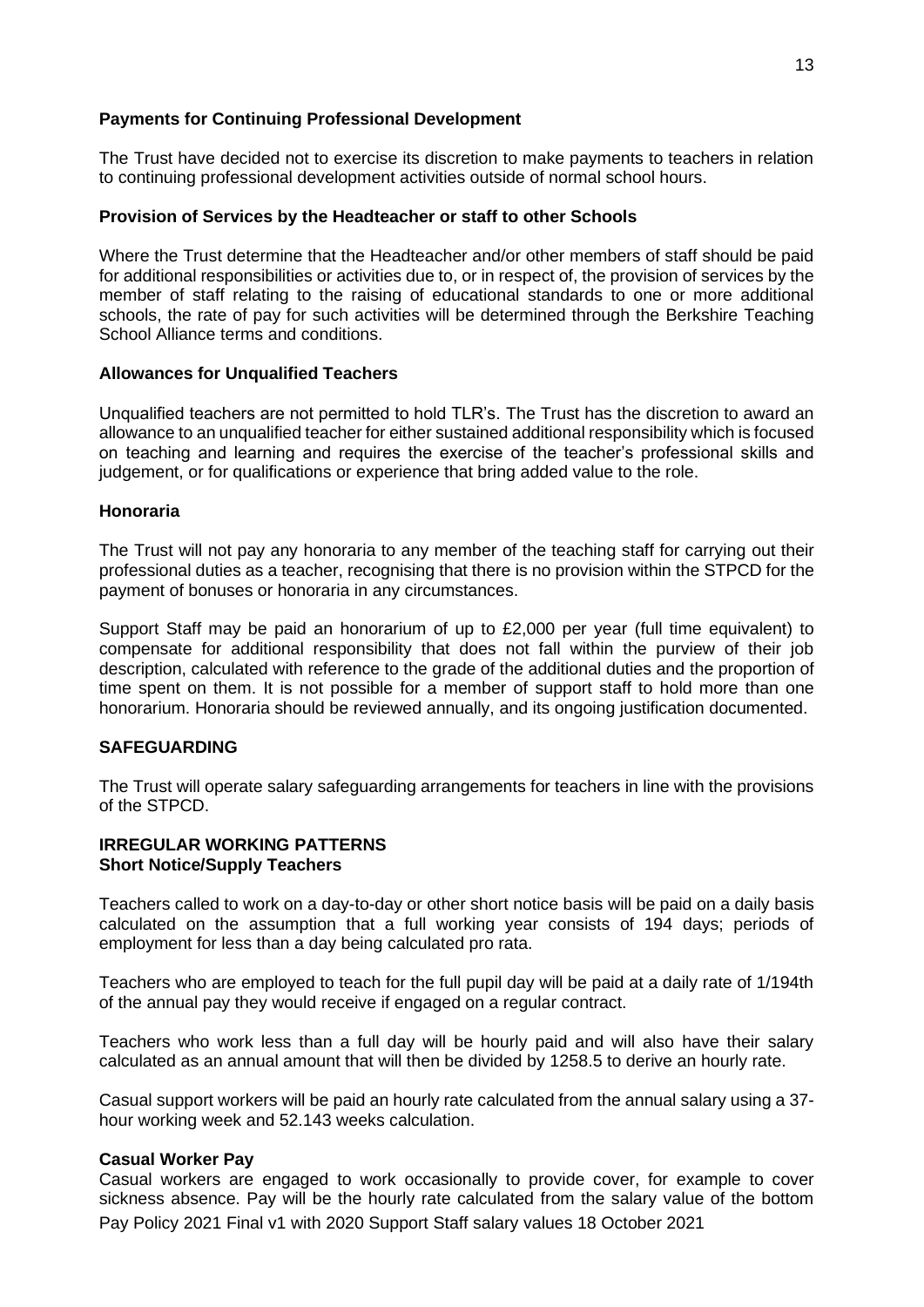**Payments for Continuing Professional Development**

The Trust have decided not to exercise its discretion to make payments to teachers in relation to continuing professional development activities outside of normal school hours.

**Provision of Services by the Headteacher or staff to other Schools**

Where the Trust determine that the Headteacher and/or other members of staff should be paid for additional responsibilities or activities due to, or in respect of, the provision of services by the member of staff relating to the raising of educational standards to one or more additional schools, the rate of pay for such activities will be determined through the Berkshire Teaching School Alliance terms and conditions.

**Allowances for Unqualified Teachers**

Unqualified teachers are not permitted to hold TLR's. The Trust has the discretion to award an allowance to an unqualified teacher for either sustained additional responsibility which is focused on teaching and learning and requires the exercise of the teacher's professional skills and judgement, or for qualifications or experience that bring added value to the role.

**Honoraria**

The Trust will not pay any honoraria to any member of the teaching staff for carrying out their professional duties as a teacher, recognising that there is no provision within the STPCD for the payment of bonuses or honoraria in any circumstances.

Support Staff may be paid an honorarium of up to £2,000 per year (full time equivalent) to compensate for additional responsibility that does not fall within the purview of their job description, calculated with reference to the grade of the additional duties and the proportion of time spent on them. It is not possible for a member of support staff to hold more than one honorarium. Honoraria should be reviewed annually, and its ongoing justification documented.

**SAFEGUARDING**

The Trust will operate salary safeguarding arrangements for teachers in line with the provisions of the STPCD.

**IRREGULAR WORKING PATTERNS**
**Short Notice/Supply Teachers**

Teachers called to work on a day-to-day or other short notice basis will be paid on a daily basis calculated on the assumption that a full working year consists of 194 days; periods of employment for less than a day being calculated pro rata.

Teachers who are employed to teach for the full pupil day will be paid at a daily rate of 1/194th of the annual pay they would receive if engaged on a regular contract.

Teachers who work less than a full day will be hourly paid and will also have their salary calculated as an annual amount that will then be divided by 1258.5 to derive an hourly rate.

Casual support workers will be paid an hourly rate calculated from the annual salary using a 37-hour working week and 52.143 weeks calculation.

**Casual Worker Pay**

Casual workers are engaged to work occasionally to provide cover, for example to cover sickness absence. Pay will be the hourly rate calculated from the salary value of the bottom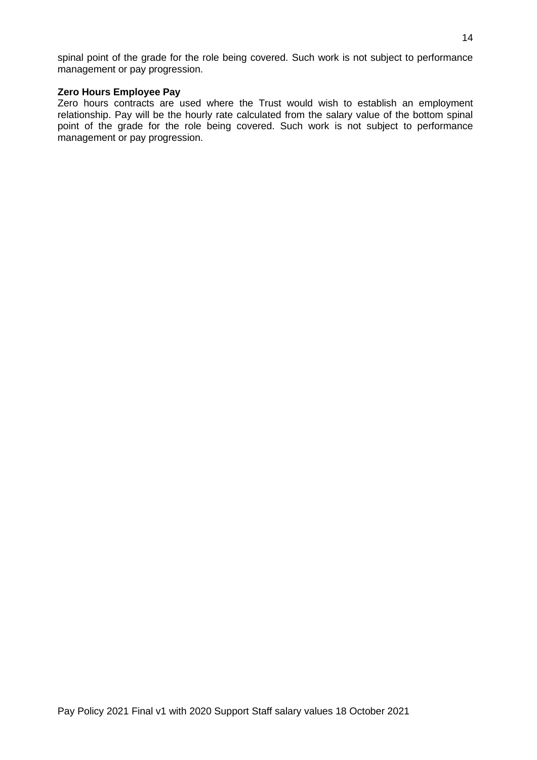spinal point of the grade for the role being covered. Such work is not subject to performance management or pay progression.

**Zero Hours Employee Pay**

Zero hours contracts are used where the Trust would wish to establish an employment relationship. Pay will be the hourly rate calculated from the salary value of the bottom spinal point of the grade for the role being covered. Such work is not subject to performance management or pay progression.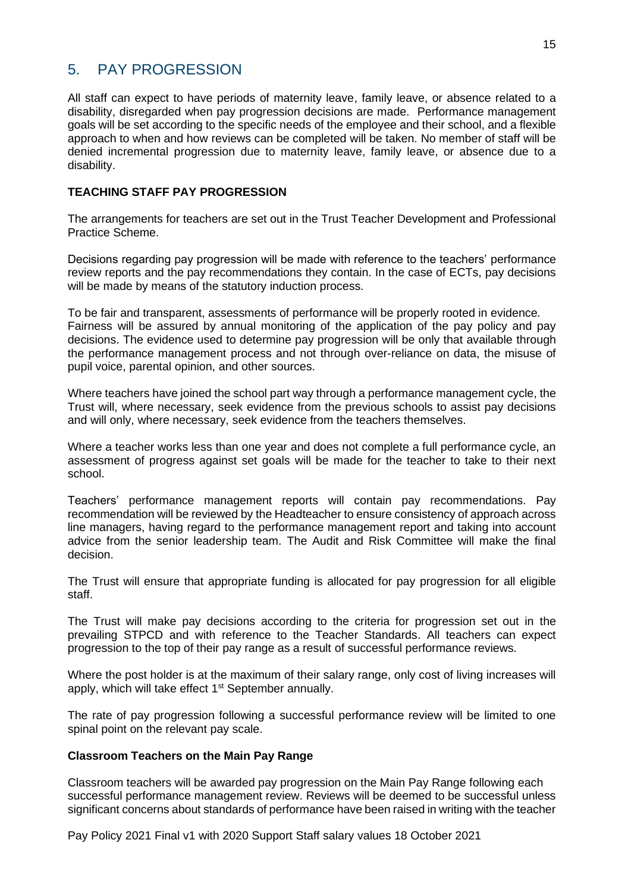## 5. PAY PROGRESSION

All staff can expect to have periods of maternity leave, family leave, or absence related to a disability, disregarded when pay progression decisions are made. Performance management goals will be set according to the specific needs of the employee and their school, and a flexible approach to when and how reviews can be completed will be taken. No member of staff will be denied incremental progression due to maternity leave, family leave, or absence due to a disability.

### TEACHING STAFF PAY PROGRESSION

The arrangements for teachers are set out in the Trust Teacher Development and Professional Practice Scheme.

Decisions regarding pay progression will be made with reference to the teachers' performance review reports and the pay recommendations they contain. In the case of ECTs, pay decisions will be made by means of the statutory induction process.

To be fair and transparent, assessments of performance will be properly rooted in evidence. Fairness will be assured by annual monitoring of the application of the pay policy and pay decisions. The evidence used to determine pay progression will be only that available through the performance management process and not through over-reliance on data, the misuse of pupil voice, parental opinion, and other sources.

Where teachers have joined the school part way through a performance management cycle, the Trust will, where necessary, seek evidence from the previous schools to assist pay decisions and will only, where necessary, seek evidence from the teachers themselves.

Where a teacher works less than one year and does not complete a full performance cycle, an assessment of progress against set goals will be made for the teacher to take to their next school.

Teachers' performance management reports will contain pay recommendations. Pay recommendation will be reviewed by the Headteacher to ensure consistency of approach across line managers, having regard to the performance management report and taking into account advice from the senior leadership team. The Audit and Risk Committee will make the final decision.

The Trust will ensure that appropriate funding is allocated for pay progression for all eligible staff.

The Trust will make pay decisions according to the criteria for progression set out in the prevailing STPCD and with reference to the Teacher Standards. All teachers can expect progression to the top of their pay range as a result of successful performance reviews.

Where the post holder is at the maximum of their salary range, only cost of living increases will apply, which will take effect 1st September annually.

The rate of pay progression following a successful performance review will be limited to one spinal point on the relevant pay scale.

#### Classroom Teachers on the Main Pay Range

Classroom teachers will be awarded pay progression on the Main Pay Range following each successful performance management review. Reviews will be deemed to be successful unless significant concerns about standards of performance have been raised in writing with the teacher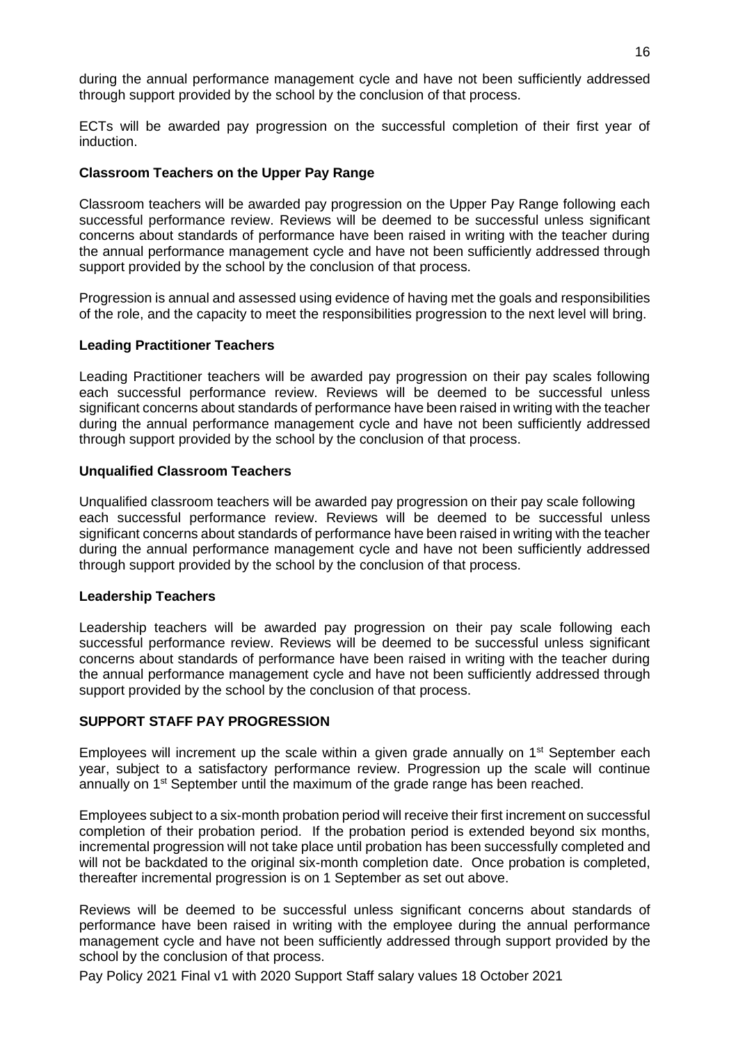during the annual performance management cycle and have not been sufficiently addressed through support provided by the school by the conclusion of that process.

ECTs will be awarded pay progression on the successful completion of their first year of induction.

**Classroom Teachers on the Upper Pay Range**

Classroom teachers will be awarded pay progression on the Upper Pay Range following each successful performance review. Reviews will be deemed to be successful unless significant concerns about standards of performance have been raised in writing with the teacher during the annual performance management cycle and have not been sufficiently addressed through support provided by the school by the conclusion of that process.

Progression is annual and assessed using evidence of having met the goals and responsibilities of the role, and the capacity to meet the responsibilities progression to the next level will bring.

**Leading Practitioner Teachers**

Leading Practitioner teachers will be awarded pay progression on their pay scales following each successful performance review. Reviews will be deemed to be successful unless significant concerns about standards of performance have been raised in writing with the teacher during the annual performance management cycle and have not been sufficiently addressed through support provided by the school by the conclusion of that process.

**Unqualified Classroom Teachers**

Unqualified classroom teachers will be awarded pay progression on their pay scale following each successful performance review. Reviews will be deemed to be successful unless significant concerns about standards of performance have been raised in writing with the teacher during the annual performance management cycle and have not been sufficiently addressed through support provided by the school by the conclusion of that process.

**Leadership Teachers**

Leadership teachers will be awarded pay progression on their pay scale following each successful performance review. Reviews will be deemed to be successful unless significant concerns about standards of performance have been raised in writing with the teacher during the annual performance management cycle and have not been sufficiently addressed through support provided by the school by the conclusion of that process.

**SUPPORT STAFF PAY PROGRESSION**

Employees will increment up the scale within a given grade annually on 1st September each year, subject to a satisfactory performance review. Progression up the scale will continue annually on 1st September until the maximum of the grade range has been reached.

Employees subject to a six-month probation period will receive their first increment on successful completion of their probation period. If the probation period is extended beyond six months, incremental progression will not take place until probation has been successfully completed and will not be backdated to the original six-month completion date. Once probation is completed, thereafter incremental progression is on 1 September as set out above.

Reviews will be deemed to be successful unless significant concerns about standards of performance have been raised in writing with the employee during the annual performance management cycle and have not been sufficiently addressed through support provided by the school by the conclusion of that process.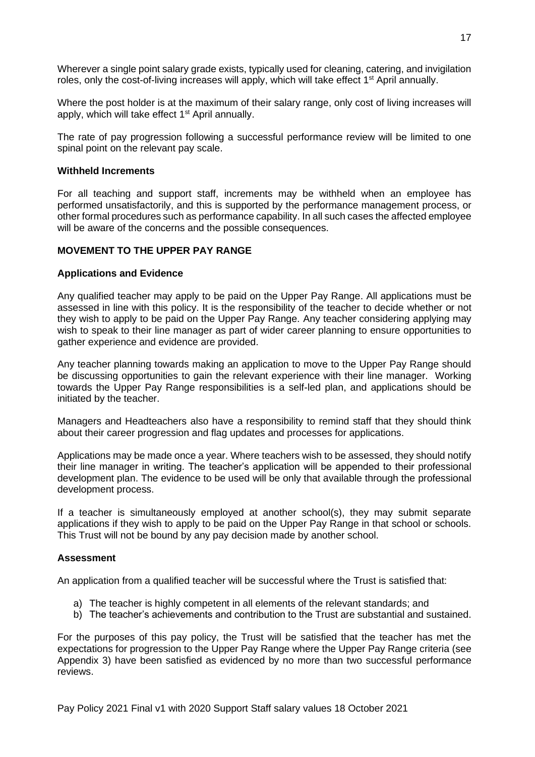Wherever a single point salary grade exists, typically used for cleaning, catering, and invigilation roles, only the cost-of-living increases will apply, which will take effect 1st April annually.

Where the post holder is at the maximum of their salary range, only cost of living increases will apply, which will take effect 1st April annually.

The rate of pay progression following a successful performance review will be limited to one spinal point on the relevant pay scale.

**Withheld Increments**

For all teaching and support staff, increments may be withheld when an employee has performed unsatisfactorily, and this is supported by the performance management process, or other formal procedures such as performance capability. In all such cases the affected employee will be aware of the concerns and the possible consequences.

**MOVEMENT TO THE UPPER PAY RANGE**

**Applications and Evidence**

Any qualified teacher may apply to be paid on the Upper Pay Range. All applications must be assessed in line with this policy. It is the responsibility of the teacher to decide whether or not they wish to apply to be paid on the Upper Pay Range. Any teacher considering applying may wish to speak to their line manager as part of wider career planning to ensure opportunities to gather experience and evidence are provided.

Any teacher planning towards making an application to move to the Upper Pay Range should be discussing opportunities to gain the relevant experience with their line manager. Working towards the Upper Pay Range responsibilities is a self-led plan, and applications should be initiated by the teacher.

Managers and Headteachers also have a responsibility to remind staff that they should think about their career progression and flag updates and processes for applications.

Applications may be made once a year. Where teachers wish to be assessed, they should notify their line manager in writing. The teacher's application will be appended to their professional development plan. The evidence to be used will be only that available through the professional development process.

If a teacher is simultaneously employed at another school(s), they may submit separate applications if they wish to apply to be paid on the Upper Pay Range in that school or schools. This Trust will not be bound by any pay decision made by another school.

**Assessment**

An application from a qualified teacher will be successful where the Trust is satisfied that:

a) The teacher is highly competent in all elements of the relevant standards; and
b) The teacher's achievements and contribution to the Trust are substantial and sustained.

For the purposes of this pay policy, the Trust will be satisfied that the teacher has met the expectations for progression to the Upper Pay Range where the Upper Pay Range criteria (see Appendix 3) have been satisfied as evidenced by no more than two successful performance reviews.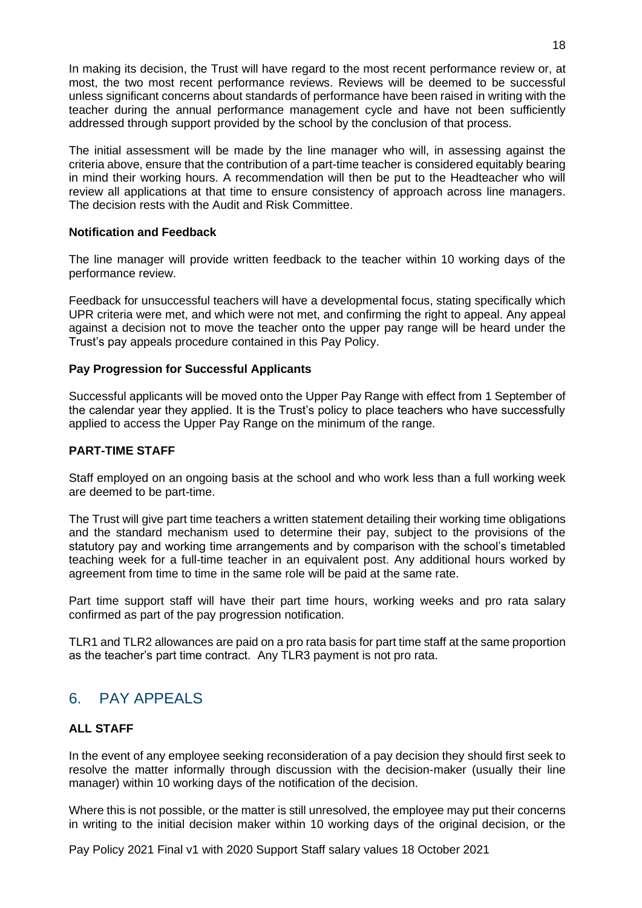In making its decision, the Trust will have regard to the most recent performance review or, at most, the two most recent performance reviews. Reviews will be deemed to be successful unless significant concerns about standards of performance have been raised in writing with the teacher during the annual performance management cycle and have not been sufficiently addressed through support provided by the school by the conclusion of that process.

The initial assessment will be made by the line manager who will, in assessing against the criteria above, ensure that the contribution of a part-time teacher is considered equitably bearing in mind their working hours. A recommendation will then be put to the Headteacher who will review all applications at that time to ensure consistency of approach across line managers. The decision rests with the Audit and Risk Committee.

**Notification and Feedback**

The line manager will provide written feedback to the teacher within 10 working days of the performance review.

Feedback for unsuccessful teachers will have a developmental focus, stating specifically which UPR criteria were met, and which were not met, and confirming the right to appeal. Any appeal against a decision not to move the teacher onto the upper pay range will be heard under the Trust's pay appeals procedure contained in this Pay Policy.

**Pay Progression for Successful Applicants**

Successful applicants will be moved onto the Upper Pay Range with effect from 1 September of the calendar year they applied. It is the Trust's policy to place teachers who have successfully applied to access the Upper Pay Range on the minimum of the range.

**PART-TIME STAFF**

Staff employed on an ongoing basis at the school and who work less than a full working week are deemed to be part-time.

The Trust will give part time teachers a written statement detailing their working time obligations and the standard mechanism used to determine their pay, subject to the provisions of the statutory pay and working time arrangements and by comparison with the school's timetabled teaching week for a full-time teacher in an equivalent post. Any additional hours worked by agreement from time to time in the same role will be paid at the same rate.

Part time support staff will have their part time hours, working weeks and pro rata salary confirmed as part of the pay progression notification.

TLR1 and TLR2 allowances are paid on a pro rata basis for part time staff at the same proportion as the teacher's part time contract. Any TLR3 payment is not pro rata.

## 6. PAY APPEALS

**ALL STAFF**

In the event of any employee seeking reconsideration of a pay decision they should first seek to resolve the matter informally through discussion with the decision-maker (usually their line manager) within 10 working days of the notification of the decision.

Where this is not possible, or the matter is still unresolved, the employee may put their concerns in writing to the initial decision maker within 10 working days of the original decision, or the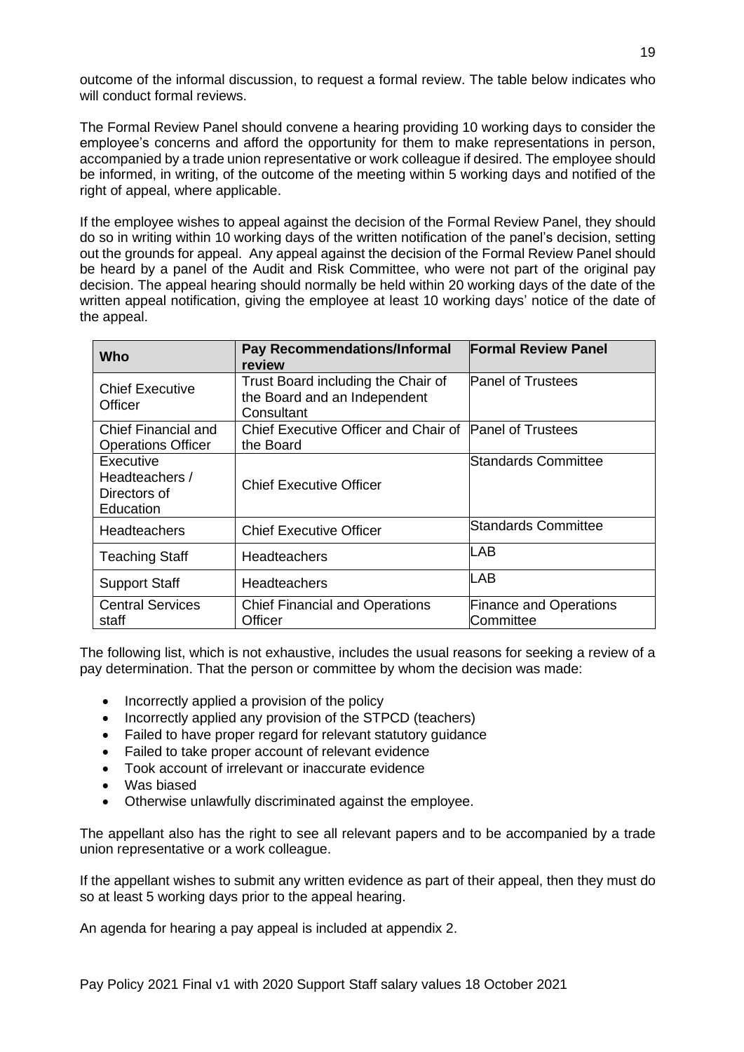outcome of the informal discussion, to request a formal review. The table below indicates who will conduct formal reviews.

The Formal Review Panel should convene a hearing providing 10 working days to consider the employee's concerns and afford the opportunity for them to make representations in person, accompanied by a trade union representative or work colleague if desired. The employee should be informed, in writing, of the outcome of the meeting within 5 working days and notified of the right of appeal, where applicable.

If the employee wishes to appeal against the decision of the Formal Review Panel, they should do so in writing within 10 working days of the written notification of the panel's decision, setting out the grounds for appeal. Any appeal against the decision of the Formal Review Panel should be heard by a panel of the Audit and Risk Committee, who were not part of the original pay decision. The appeal hearing should normally be held within 20 working days of the date of the written appeal notification, giving the employee at least 10 working days' notice of the date of the appeal.

| Who | Pay Recommendations/Informal review | Formal Review Panel |
|---|---|---|
| Chief Executive Officer | Trust Board including the Chair of the Board and an Independent Consultant | Panel of Trustees |
| Chief Financial and Operations Officer | Chief Executive Officer and Chair of the Board | Panel of Trustees |
| Executive Headteachers / Directors of Education | Chief Executive Officer | Standards Committee |
| Headteachers | Chief Executive Officer | Standards Committee |
| Teaching Staff | Headteachers | LAB |
| Support Staff | Headteachers | LAB |
| Central Services staff | Chief Financial and Operations Officer | Finance and Operations Committee |

The following list, which is not exhaustive, includes the usual reasons for seeking a review of a pay determination. That the person or committee by whom the decision was made:

- Incorrectly applied a provision of the policy
- Incorrectly applied any provision of the STPCD (teachers)
- Failed to have proper regard for relevant statutory guidance
- Failed to take proper account of relevant evidence
- Took account of irrelevant or inaccurate evidence
- Was biased
- Otherwise unlawfully discriminated against the employee.

The appellant also has the right to see all relevant papers and to be accompanied by a trade union representative or a work colleague.

If the appellant wishes to submit any written evidence as part of their appeal, then they must do so at least 5 working days prior to the appeal hearing.

An agenda for hearing a pay appeal is included at appendix 2.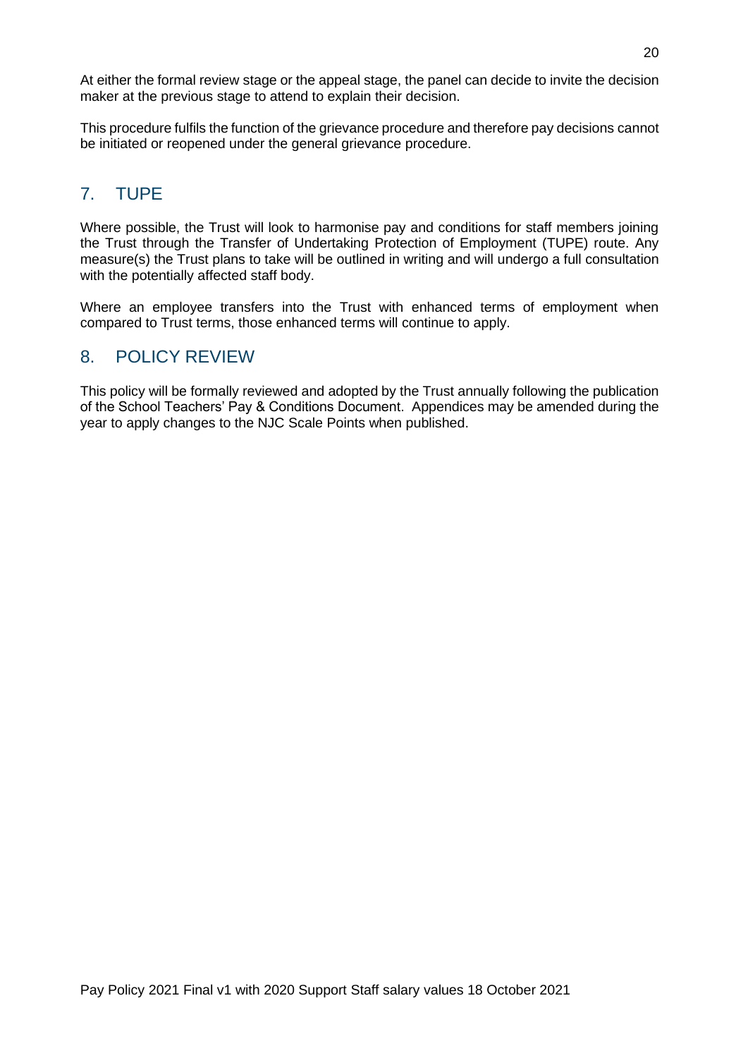At either the formal review stage or the appeal stage, the panel can decide to invite the decision maker at the previous stage to attend to explain their decision.

This procedure fulfils the function of the grievance procedure and therefore pay decisions cannot be initiated or reopened under the general grievance procedure.

## 7. TUPE

Where possible, the Trust will look to harmonise pay and conditions for staff members joining the Trust through the Transfer of Undertaking Protection of Employment (TUPE) route. Any measure(s) the Trust plans to take will be outlined in writing and will undergo a full consultation with the potentially affected staff body.

Where an employee transfers into the Trust with enhanced terms of employment when compared to Trust terms, those enhanced terms will continue to apply.

## 8. POLICY REVIEW

This policy will be formally reviewed and adopted by the Trust annually following the publication of the School Teachers' Pay & Conditions Document. Appendices may be amended during the year to apply changes to the NJC Scale Points when published.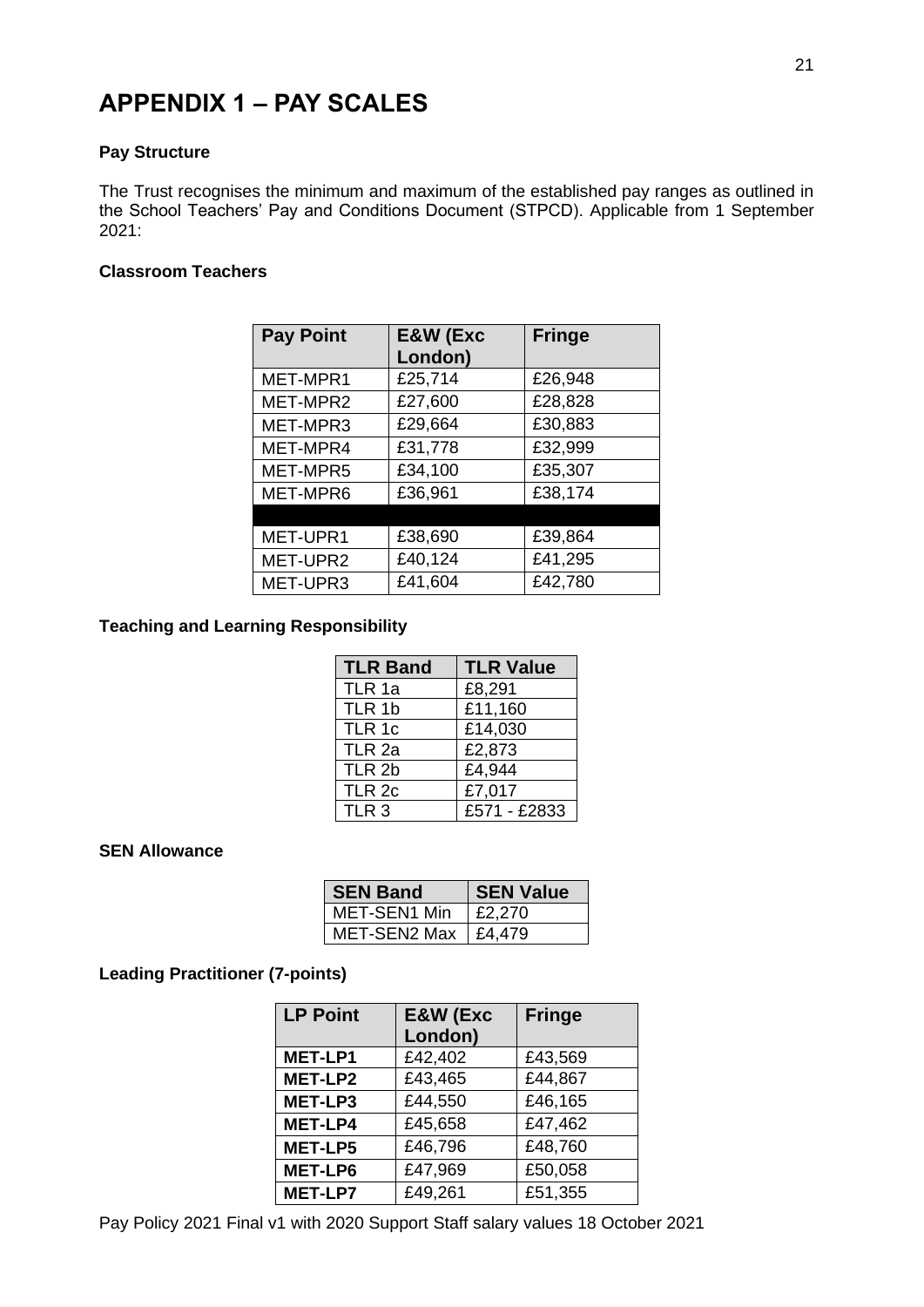# APPENDIX 1 – PAY SCALES

**Pay Structure**

The Trust recognises the minimum and maximum of the established pay ranges as outlined in the School Teachers' Pay and Conditions Document (STPCD). Applicable from 1 September 2021:

**Classroom Teachers**

| Pay Point | E&W (Exc London) | Fringe |
|---|---|---|
| MET-MPR1 | £25,714 | £26,948 |
| MET-MPR2 | £27,600 | £28,828 |
| MET-MPR3 | £29,664 | £30,883 |
| MET-MPR4 | £31,778 | £32,999 |
| MET-MPR5 | £34,100 | £35,307 |
| MET-MPR6 | £36,961 | £38,174 |
| | | |
| MET-UPR1 | £38,690 | £39,864 |
| MET-UPR2 | £40,124 | £41,295 |
| MET-UPR3 | £41,604 | £42,780 |

**Teaching and Learning Responsibility**

| TLR Band | TLR Value |
|---|---|
| TLR 1a | £8,291 |
| TLR 1b | £11,160 |
| TLR 1c | £14,030 |
| TLR 2a | £2,873 |
| TLR 2b | £4,944 |
| TLR 2c | £7,017 |
| TLR 3 | £571 - £2833 |

**SEN Allowance**

| SEN Band | SEN Value |
|---|---|
| MET-SEN1 Min | £2,270 |
| MET-SEN2 Max | £4,479 |

**Leading Practitioner (7-points)**

| LP Point | E&W (Exc London) | Fringe |
|---|---|---|
| **MET-LP1** | £42,402 | £43,569 |
| **MET-LP2** | £43,465 | £44,867 |
| **MET-LP3** | £44,550 | £46,165 |
| **MET-LP4** | £45,658 | £47,462 |
| **MET-LP5** | £46,796 | £48,760 |
| **MET-LP6** | £47,969 | £50,058 |
| **MET-LP7** | £49,261 | £51,355 |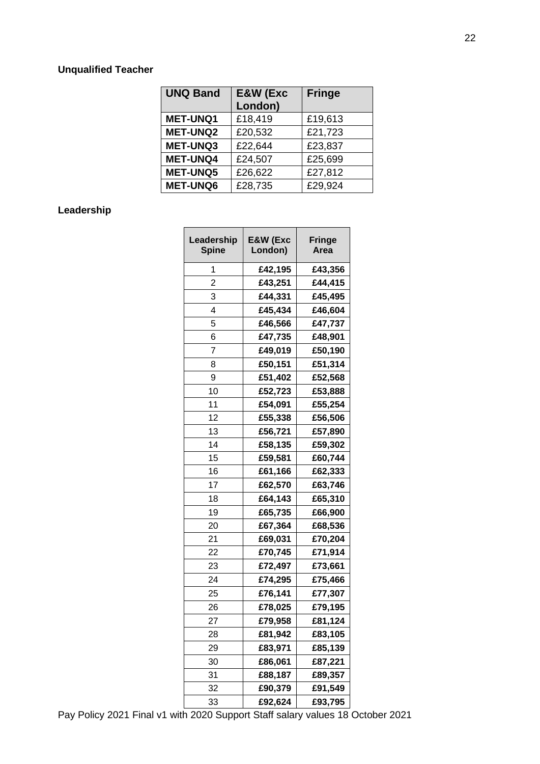**Unqualified Teacher**

| UNQ Band | E&W (Exc London) | Fringe |
|---|---|---|
| **MET-UNQ1** | £18,419 | £19,613 |
| **MET-UNQ2** | £20,532 | £21,723 |
| **MET-UNQ3** | £22,644 | £23,837 |
| **MET-UNQ4** | £24,507 | £25,699 |
| **MET-UNQ5** | £26,622 | £27,812 |
| **MET-UNQ6** | £28,735 | £29,924 |

**Leadership**

| Leadership Spine | E&W (Exc London) | Fringe Area |
|---|---|---|
| 1 | **£42,195** | **£43,356** |
| 2 | **£43,251** | **£44,415** |
| 3 | **£44,331** | **£45,495** |
| 4 | **£45,434** | **£46,604** |
| 5 | **£46,566** | **£47,737** |
| 6 | **£47,735** | **£48,901** |
| 7 | **£49,019** | **£50,190** |
| 8 | **£50,151** | **£51,314** |
| 9 | **£51,402** | **£52,568** |
| 10 | **£52,723** | **£53,888** |
| 11 | **£54,091** | **£55,254** |
| 12 | **£55,338** | **£56,506** |
| 13 | **£56,721** | **£57,890** |
| 14 | **£58,135** | **£59,302** |
| 15 | **£59,581** | **£60,744** |
| 16 | **£61,166** | **£62,333** |
| 17 | **£62,570** | **£63,746** |
| 18 | **£64,143** | **£65,310** |
| 19 | **£65,735** | **£66,900** |
| 20 | **£67,364** | **£68,536** |
| 21 | **£69,031** | **£70,204** |
| 22 | **£70,745** | **£71,914** |
| 23 | **£72,497** | **£73,661** |
| 24 | **£74,295** | **£75,466** |
| 25 | **£76,141** | **£77,307** |
| 26 | **£78,025** | **£79,195** |
| 27 | **£79,958** | **£81,124** |
| 28 | **£81,942** | **£83,105** |
| 29 | **£83,971** | **£85,139** |
| 30 | **£86,061** | **£87,221** |
| 31 | **£88,187** | **£89,357** |
| 32 | **£90,379** | **£91,549** |
| 33 | **£92,624** | **£93,795** |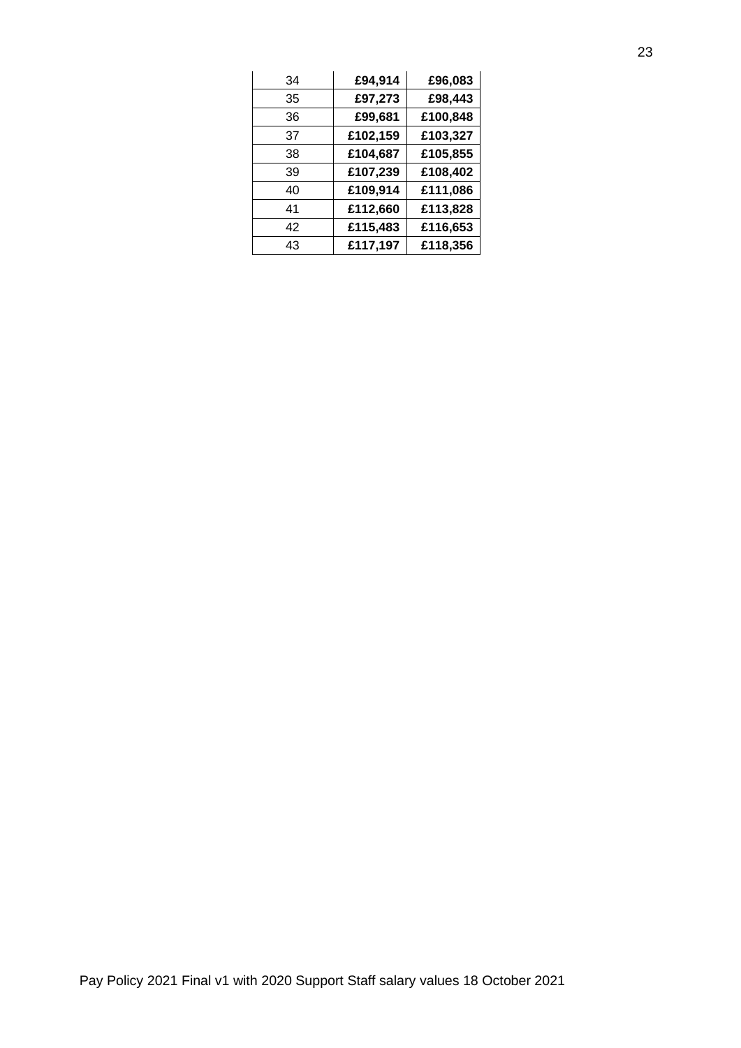| 34 | **£94,914** | **£96,083** |
|---|---|---|
| 35 | **£97,273** | **£98,443** |
| 36 | **£99,681** | **£100,848** |
| 37 | **£102,159** | **£103,327** |
| 38 | **£104,687** | **£105,855** |
| 39 | **£107,239** | **£108,402** |
| 40 | **£109,914** | **£111,086** |
| 41 | **£112,660** | **£113,828** |
| 42 | **£115,483** | **£116,653** |
| 43 | **£117,197** | **£118,356** |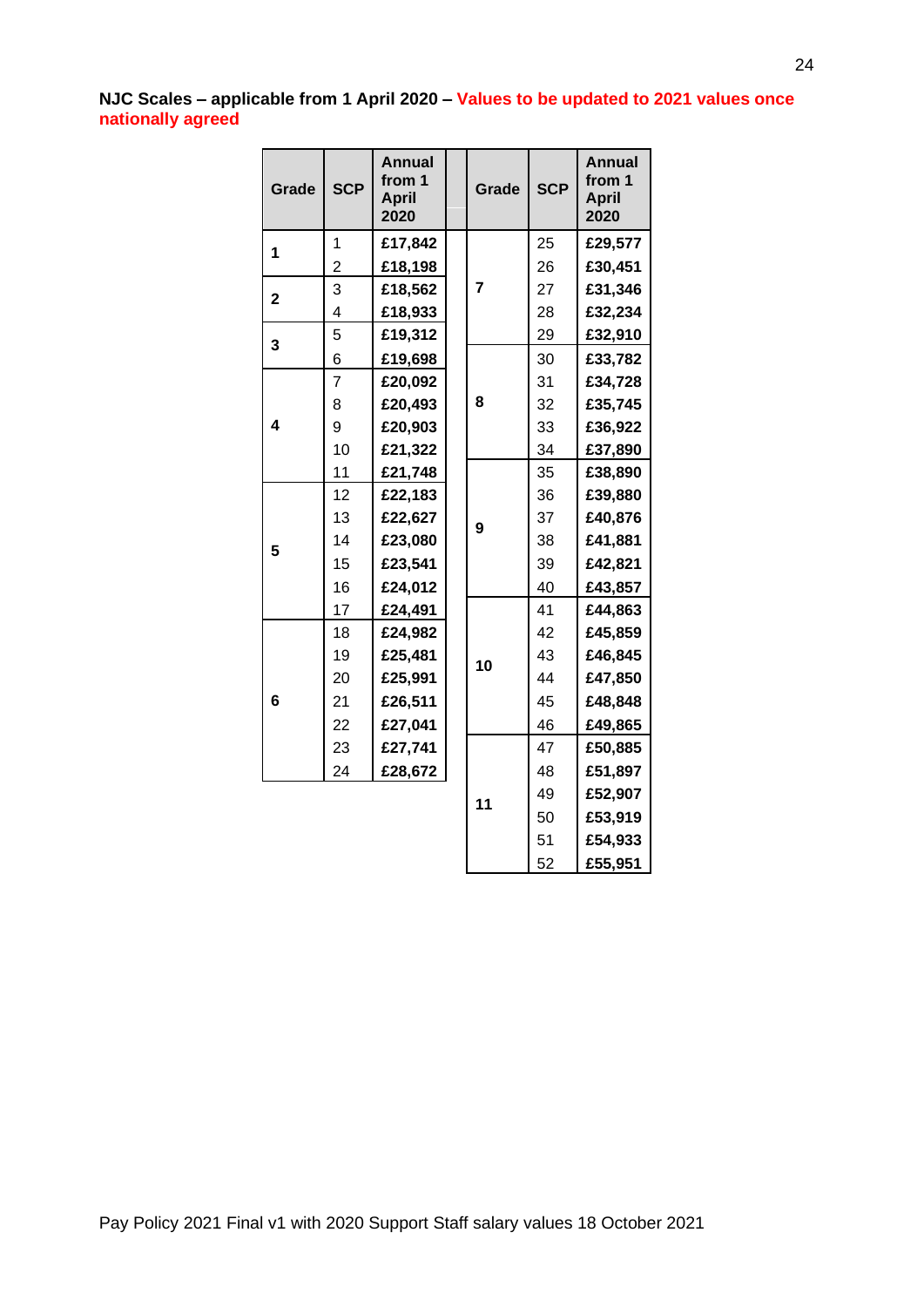**NJC Scales – applicable from 1 April 2020 – Values to be updated to 2021 values once nationally agreed**

| Grade | SCP | Annual from 1 April 2020 |
|---|---|---|
| 1 | 1 | £17,842 |
| | 2 | £18,198 |
| 2 | 3 | £18,562 |
| | 4 | £18,933 |
| 3 | 5 | £19,312 |
| | 6 | £19,698 |
| 4 | 7 | £20,092 |
| | 8 | £20,493 |
| | 9 | £20,903 |
| | 10 | £21,322 |
| | 11 | £21,748 |
| 5 | 12 | £22,183 |
| | 13 | £22,627 |
| | 14 | £23,080 |
| | 15 | £23,541 |
| | 16 | £24,012 |
| | 17 | £24,491 |
| 6 | 18 | £24,982 |
| | 19 | £25,481 |
| | 20 | £25,991 |
| | 21 | £26,511 |
| | 22 | £27,041 |
| | 23 | £27,741 |
| | 24 | £28,672 |

| Grade | SCP | Annual from 1 April 2020 |
|---|---|---|
| 7 | 25 | £29,577 |
| | 26 | £30,451 |
| | 27 | £31,346 |
| | 28 | £32,234 |
| | 29 | £32,910 |
| 8 | 30 | £33,782 |
| | 31 | £34,728 |
| | 32 | £35,745 |
| | 33 | £36,922 |
| | 34 | £37,890 |
| 9 | 35 | £38,890 |
| | 36 | £39,880 |
| | 37 | £40,876 |
| | 38 | £41,881 |
| | 39 | £42,821 |
| | 40 | £43,857 |
| 10 | 41 | £44,863 |
| | 42 | £45,859 |
| | 43 | £46,845 |
| | 44 | £47,850 |
| | 45 | £48,848 |
| | 46 | £49,865 |
| 11 | 47 | £50,885 |
| | 48 | £51,897 |
| | 49 | £52,907 |
| | 50 | £53,919 |
| | 51 | £54,933 |
| | 52 | £55,951 |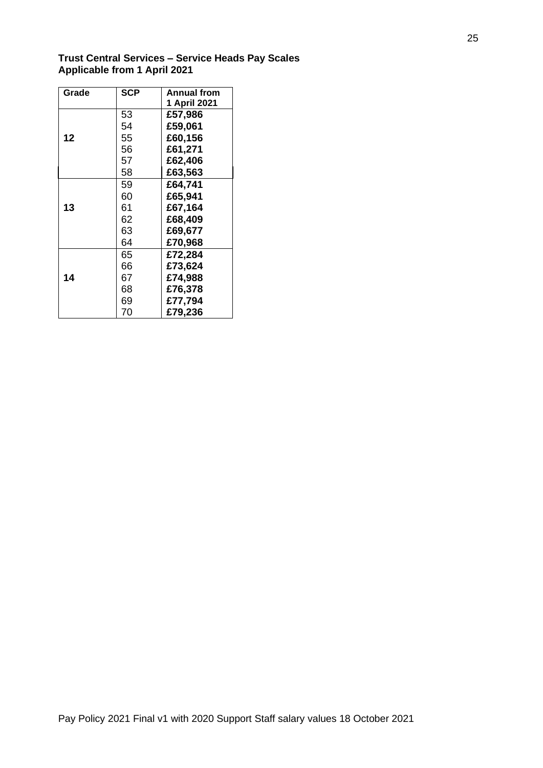**Trust Central Services – Service Heads Pay Scales**
**Applicable from 1 April 2021**

| Grade | SCP | Annual from 1 April 2021 |
|---|---|---|
| | 53 | **£57,986** |
| | 54 | **£59,061** |
| **12** | 55 | **£60,156** |
| | 56 | **£61,271** |
| | 57 | **£62,406** |
| | 58 | **£63,563** |
| | 59 | **£64,741** |
| | 60 | **£65,941** |
| **13** | 61 | **£67,164** |
| | 62 | **£68,409** |
| | 63 | **£69,677** |
| | 64 | **£70,968** |
| | 65 | **£72,284** |
| | 66 | **£73,624** |
| **14** | 67 | **£74,988** |
| | 68 | **£76,378** |
| | 69 | **£77,794** |
| | 70 | **£79,236** |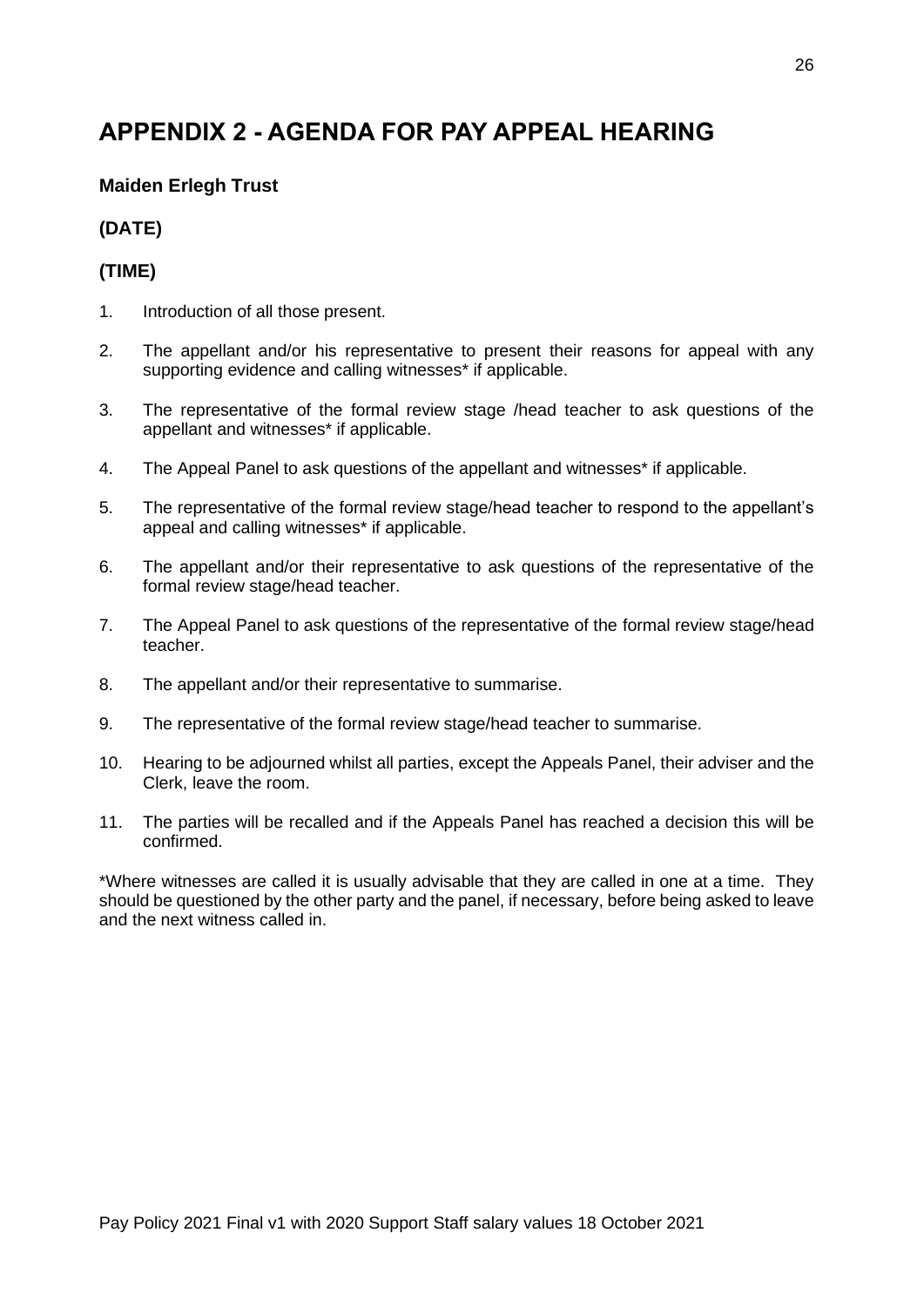# APPENDIX 2 - AGENDA FOR PAY APPEAL HEARING

**Maiden Erlegh Trust**

**(DATE)**

**(TIME)**

1. Introduction of all those present.
2. The appellant and/or his representative to present their reasons for appeal with any supporting evidence and calling witnesses* if applicable.
3. The representative of the formal review stage /head teacher to ask questions of the appellant and witnesses* if applicable.
4. The Appeal Panel to ask questions of the appellant and witnesses* if applicable.
5. The representative of the formal review stage/head teacher to respond to the appellant's appeal and calling witnesses* if applicable.
6. The appellant and/or their representative to ask questions of the representative of the formal review stage/head teacher.
7. The Appeal Panel to ask questions of the representative of the formal review stage/head teacher.
8. The appellant and/or their representative to summarise.
9. The representative of the formal review stage/head teacher to summarise.
10. Hearing to be adjourned whilst all parties, except the Appeals Panel, their adviser and the Clerk, leave the room.
11. The parties will be recalled and if the Appeals Panel has reached a decision this will be confirmed.

*Where witnesses are called it is usually advisable that they are called in one at a time. They should be questioned by the other party and the panel, if necessary, before being asked to leave and the next witness called in.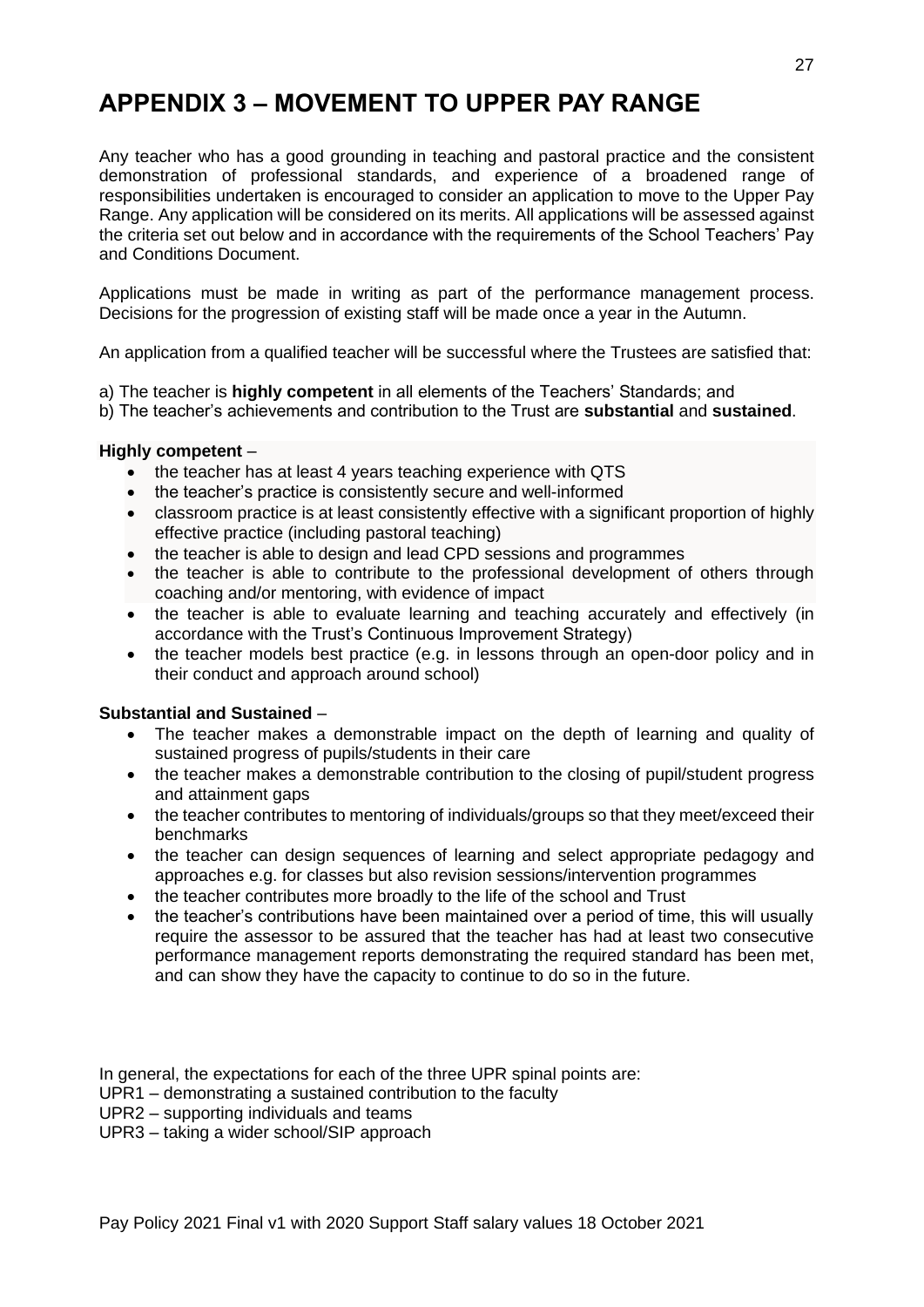# APPENDIX 3 – MOVEMENT TO UPPER PAY RANGE

Any teacher who has a good grounding in teaching and pastoral practice and the consistent demonstration of professional standards, and experience of a broadened range of responsibilities undertaken is encouraged to consider an application to move to the Upper Pay Range. Any application will be considered on its merits. All applications will be assessed against the criteria set out below and in accordance with the requirements of the School Teachers' Pay and Conditions Document.

Applications must be made in writing as part of the performance management process. Decisions for the progression of existing staff will be made once a year in the Autumn.

An application from a qualified teacher will be successful where the Trustees are satisfied that:

a) The teacher is **highly competent** in all elements of the Teachers' Standards; and
b) The teacher's achievements and contribution to the Trust are **substantial** and **sustained**.

**Highly competent** –

- the teacher has at least 4 years teaching experience with QTS
- the teacher's practice is consistently secure and well-informed
- classroom practice is at least consistently effective with a significant proportion of highly effective practice (including pastoral teaching)
- the teacher is able to design and lead CPD sessions and programmes
- the teacher is able to contribute to the professional development of others through coaching and/or mentoring, with evidence of impact
- the teacher is able to evaluate learning and teaching accurately and effectively (in accordance with the Trust's Continuous Improvement Strategy)
- the teacher models best practice (e.g. in lessons through an open-door policy and in their conduct and approach around school)

**Substantial and Sustained** –

- The teacher makes a demonstrable impact on the depth of learning and quality of sustained progress of pupils/students in their care
- the teacher makes a demonstrable contribution to the closing of pupil/student progress and attainment gaps
- the teacher contributes to mentoring of individuals/groups so that they meet/exceed their benchmarks
- the teacher can design sequences of learning and select appropriate pedagogy and approaches e.g. for classes but also revision sessions/intervention programmes
- the teacher contributes more broadly to the life of the school and Trust
- the teacher's contributions have been maintained over a period of time, this will usually require the assessor to be assured that the teacher has had at least two consecutive performance management reports demonstrating the required standard has been met, and can show they have the capacity to continue to do so in the future.

In general, the expectations for each of the three UPR spinal points are:
UPR1 – demonstrating a sustained contribution to the faculty
UPR2 – supporting individuals and teams
UPR3 – taking a wider school/SIP approach